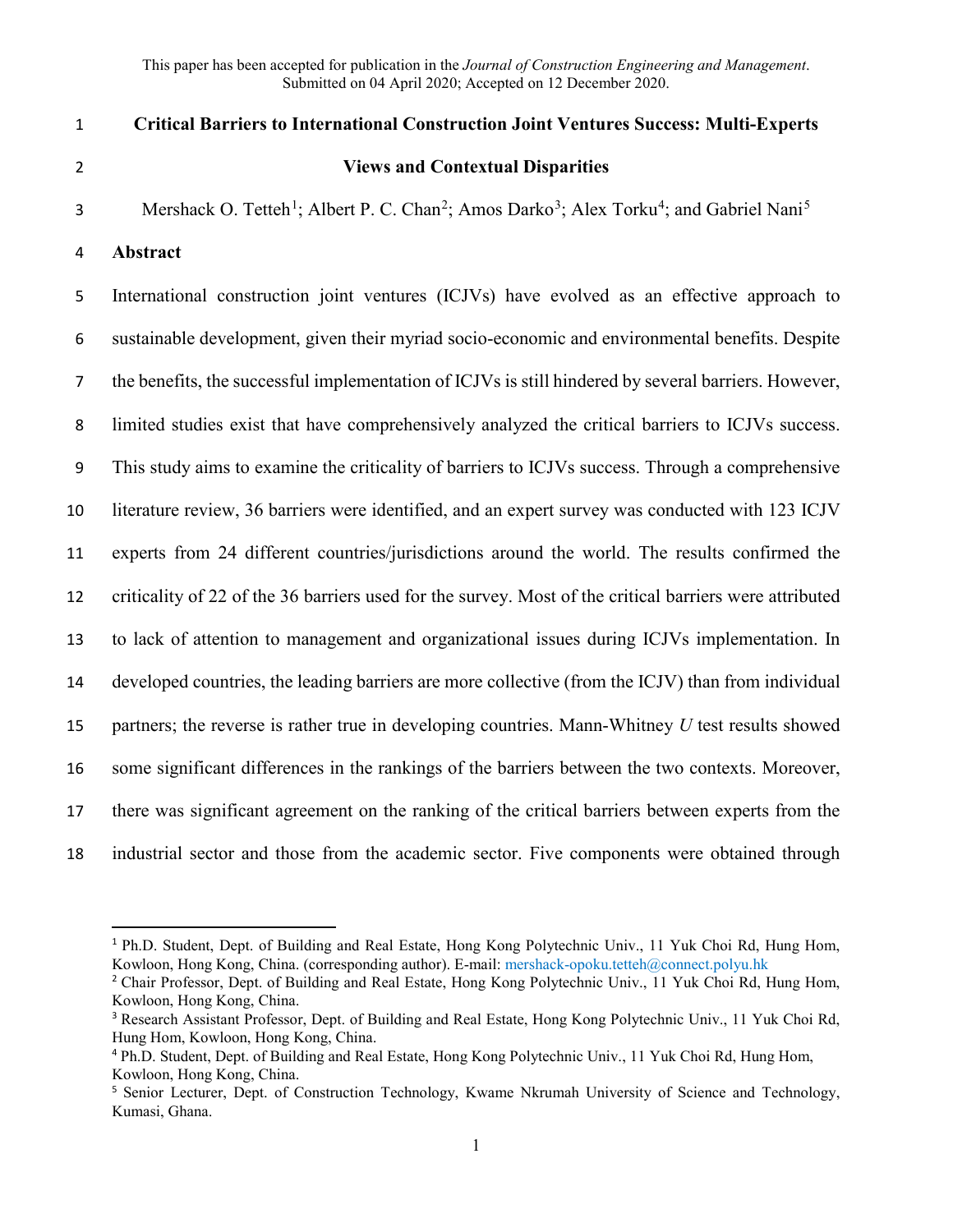This paper has been accepted for publication in the *Journal of Construction Engineering and Management*. Submitted on 04 April 2020; Accepted on 12 December 2020.

# Critical Barriers to International Construction Joint Ventures Success: Multi-Experts Views and Contextual Disparities

Mershack O. Tetteh[1]; Albert P. C. Chan[2]; Amos Darko[3]; Alex Torku[4]; and Gabriel Nani[5]

## Abstract

International construction joint ventures (ICJVs) have evolved as an effective approach to sustainable development, given their myriad socio-economic and environmental benefits. Despite the benefits, the successful implementation of ICJVs is still hindered by several barriers. However, limited studies exist that have comprehensively analyzed the critical barriers to ICJVs success. This study aims to examine the criticality of barriers to ICJVs success. Through a comprehensive literature review, 36 barriers were identified, and an expert survey was conducted with 123 ICJV experts from 24 different countries/jurisdictions around the world. The results confirmed the criticality of 22 of the 36 barriers used for the survey. Most of the critical barriers were attributed to lack of attention to management and organizational issues during ICJVs implementation. In developed countries, the leading barriers are more collective (from the ICJV) than from individual partners; the reverse is rather true in developing countries. Mann-Whitney *U* test results showed some significant differences in the rankings of the barriers between the two contexts. Moreover, there was significant agreement on the ranking of the critical barriers between experts from the industrial sector and those from the academic sector. Five components were obtained through

---

[1] Ph.D. Student, Dept. of Building and Real Estate, Hong Kong Polytechnic Univ., 11 Yuk Choi Rd, Hung Hom, Kowloon, Hong Kong, China. (corresponding author). E-mail: mershack-opoku.tetteh@connect.polyu.hk

[2] Chair Professor, Dept. of Building and Real Estate, Hong Kong Polytechnic Univ., 11 Yuk Choi Rd, Hung Hom, Kowloon, Hong Kong, China.

[3] Research Assistant Professor, Dept. of Building and Real Estate, Hong Kong Polytechnic Univ., 11 Yuk Choi Rd, Hung Hom, Kowloon, Hong Kong, China.

[4] Ph.D. Student, Dept. of Building and Real Estate, Hong Kong Polytechnic Univ., 11 Yuk Choi Rd, Hung Hom, Kowloon, Hong Kong, China.

[5] Senior Lecturer, Dept. of Construction Technology, Kwame Nkrumah University of Science and Technology, Kumasi, Ghana.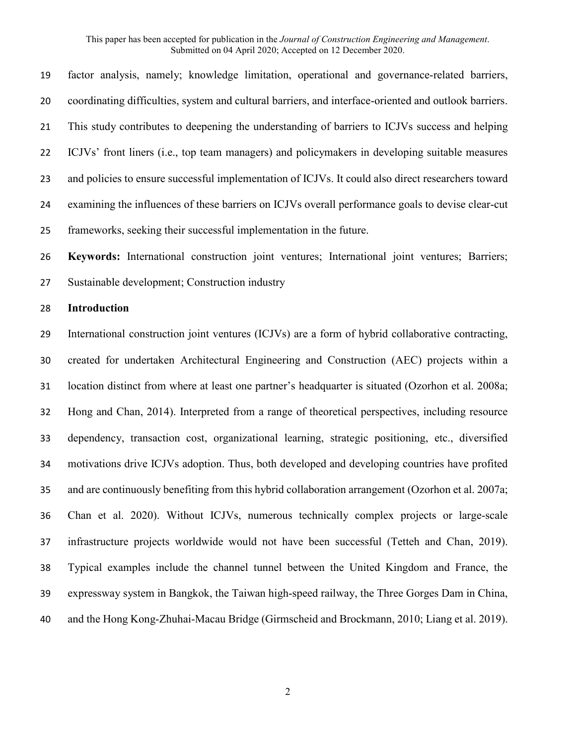factor analysis, namely; knowledge limitation, operational and governance-related barriers, coordinating difficulties, system and cultural barriers, and interface-oriented and outlook barriers. This study contributes to deepening the understanding of barriers to ICJVs success and helping ICJVs' front liners (i.e., top team managers) and policymakers in developing suitable measures and policies to ensure successful implementation of ICJVs. It could also direct researchers toward examining the influences of these barriers on ICJVs overall performance goals to devise clear-cut frameworks, seeking their successful implementation in the future.

**Keywords:** International construction joint ventures; International joint ventures; Barriers; Sustainable development; Construction industry

## Introduction

International construction joint ventures (ICJVs) are a form of hybrid collaborative contracting, created for undertaken Architectural Engineering and Construction (AEC) projects within a location distinct from where at least one partner's headquarter is situated (Ozorhon et al. 2008a; Hong and Chan, 2014). Interpreted from a range of theoretical perspectives, including resource dependency, transaction cost, organizational learning, strategic positioning, etc., diversified motivations drive ICJVs adoption. Thus, both developed and developing countries have profited and are continuously benefiting from this hybrid collaboration arrangement (Ozorhon et al. 2007a; Chan et al. 2020). Without ICJVs, numerous technically complex projects or large-scale infrastructure projects worldwide would not have been successful (Tetteh and Chan, 2019). Typical examples include the channel tunnel between the United Kingdom and France, the expressway system in Bangkok, the Taiwan high-speed railway, the Three Gorges Dam in China, and the Hong Kong-Zhuhai-Macau Bridge (Girmscheid and Brockmann, 2010; Liang et al. 2019).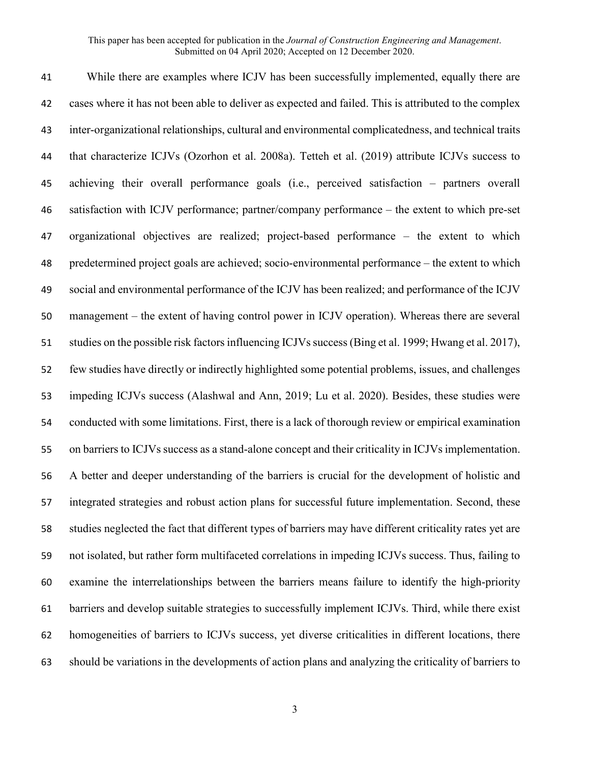While there are examples where ICJV has been successfully implemented, equally there are cases where it has not been able to deliver as expected and failed. This is attributed to the complex inter-organizational relationships, cultural and environmental complicatedness, and technical traits that characterize ICJVs (Ozorhon et al. 2008a). Tetteh et al. (2019) attribute ICJVs success to achieving their overall performance goals (i.e., perceived satisfaction – partners overall satisfaction with ICJV performance; partner/company performance – the extent to which pre-set organizational objectives are realized; project-based performance – the extent to which predetermined project goals are achieved; socio-environmental performance – the extent to which social and environmental performance of the ICJV has been realized; and performance of the ICJV management – the extent of having control power in ICJV operation). Whereas there are several studies on the possible risk factors influencing ICJVs success (Bing et al. 1999; Hwang et al. 2017), few studies have directly or indirectly highlighted some potential problems, issues, and challenges impeding ICJVs success (Alashwal and Ann, 2019; Lu et al. 2020). Besides, these studies were conducted with some limitations. First, there is a lack of thorough review or empirical examination on barriers to ICJVs success as a stand-alone concept and their criticality in ICJVs implementation. A better and deeper understanding of the barriers is crucial for the development of holistic and integrated strategies and robust action plans for successful future implementation. Second, these studies neglected the fact that different types of barriers may have different criticality rates yet are not isolated, but rather form multifaceted correlations in impeding ICJVs success. Thus, failing to examine the interrelationships between the barriers means failure to identify the high-priority barriers and develop suitable strategies to successfully implement ICJVs. Third, while there exist homogeneities of barriers to ICJVs success, yet diverse criticalities in different locations, there should be variations in the developments of action plans and analyzing the criticality of barriers to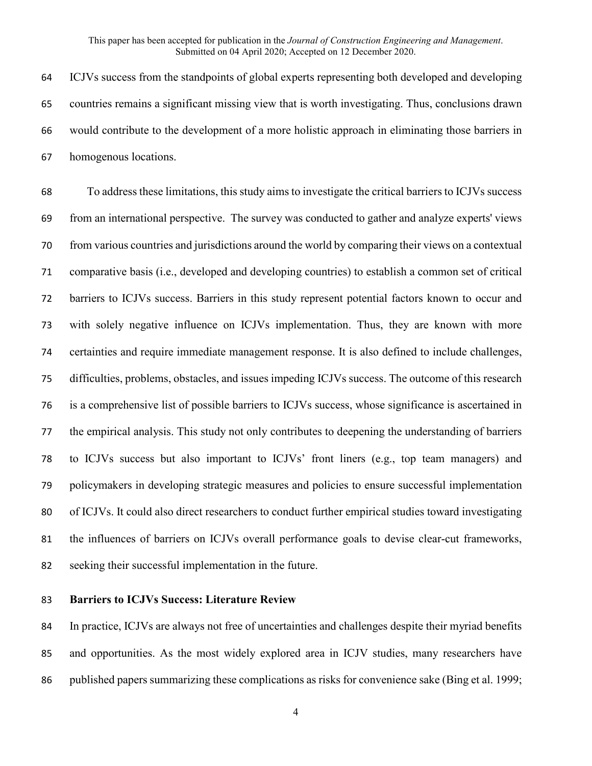ICJVs success from the standpoints of global experts representing both developed and developing countries remains a significant missing view that is worth investigating. Thus, conclusions drawn would contribute to the development of a more holistic approach in eliminating those barriers in homogenous locations.

To address these limitations, this study aims to investigate the critical barriers to ICJVs success from an international perspective. The survey was conducted to gather and analyze experts' views from various countries and jurisdictions around the world by comparing their views on a contextual comparative basis (i.e., developed and developing countries) to establish a common set of critical barriers to ICJVs success. Barriers in this study represent potential factors known to occur and with solely negative influence on ICJVs implementation. Thus, they are known with more certainties and require immediate management response. It is also defined to include challenges, difficulties, problems, obstacles, and issues impeding ICJVs success. The outcome of this research is a comprehensive list of possible barriers to ICJVs success, whose significance is ascertained in the empirical analysis. This study not only contributes to deepening the understanding of barriers to ICJVs success but also important to ICJVs' front liners (e.g., top team managers) and policymakers in developing strategic measures and policies to ensure successful implementation of ICJVs. It could also direct researchers to conduct further empirical studies toward investigating the influences of barriers on ICJVs overall performance goals to devise clear-cut frameworks, seeking their successful implementation in the future.

## Barriers to ICJVs Success: Literature Review

In practice, ICJVs are always not free of uncertainties and challenges despite their myriad benefits and opportunities. As the most widely explored area in ICJV studies, many researchers have published papers summarizing these complications as risks for convenience sake (Bing et al. 1999;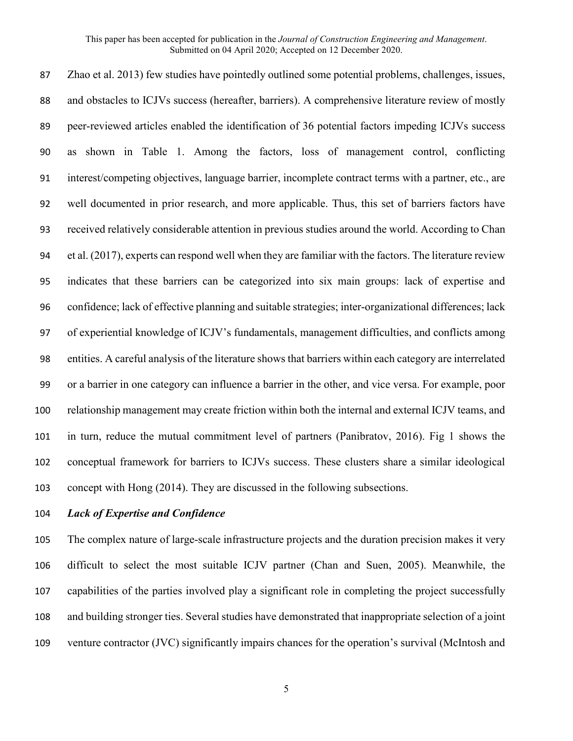Zhao et al. 2013) few studies have pointedly outlined some potential problems, challenges, issues, and obstacles to ICJVs success (hereafter, barriers). A comprehensive literature review of mostly peer-reviewed articles enabled the identification of 36 potential factors impeding ICJVs success as shown in Table 1. Among the factors, loss of management control, conflicting interest/competing objectives, language barrier, incomplete contract terms with a partner, etc., are well documented in prior research, and more applicable. Thus, this set of barriers factors have received relatively considerable attention in previous studies around the world. According to Chan et al. (2017), experts can respond well when they are familiar with the factors. The literature review indicates that these barriers can be categorized into six main groups: lack of expertise and confidence; lack of effective planning and suitable strategies; inter-organizational differences; lack of experiential knowledge of ICJV's fundamentals, management difficulties, and conflicts among entities. A careful analysis of the literature shows that barriers within each category are interrelated or a barrier in one category can influence a barrier in the other, and vice versa. For example, poor relationship management may create friction within both the internal and external ICJV teams, and in turn, reduce the mutual commitment level of partners (Panibratov, 2016). Fig 1 shows the conceptual framework for barriers to ICJVs success. These clusters share a similar ideological concept with Hong (2014). They are discussed in the following subsections.

### *Lack of Expertise and Confidence*

The complex nature of large-scale infrastructure projects and the duration precision makes it very difficult to select the most suitable ICJV partner (Chan and Suen, 2005). Meanwhile, the capabilities of the parties involved play a significant role in completing the project successfully and building stronger ties. Several studies have demonstrated that inappropriate selection of a joint venture contractor (JVC) significantly impairs chances for the operation's survival (McIntosh and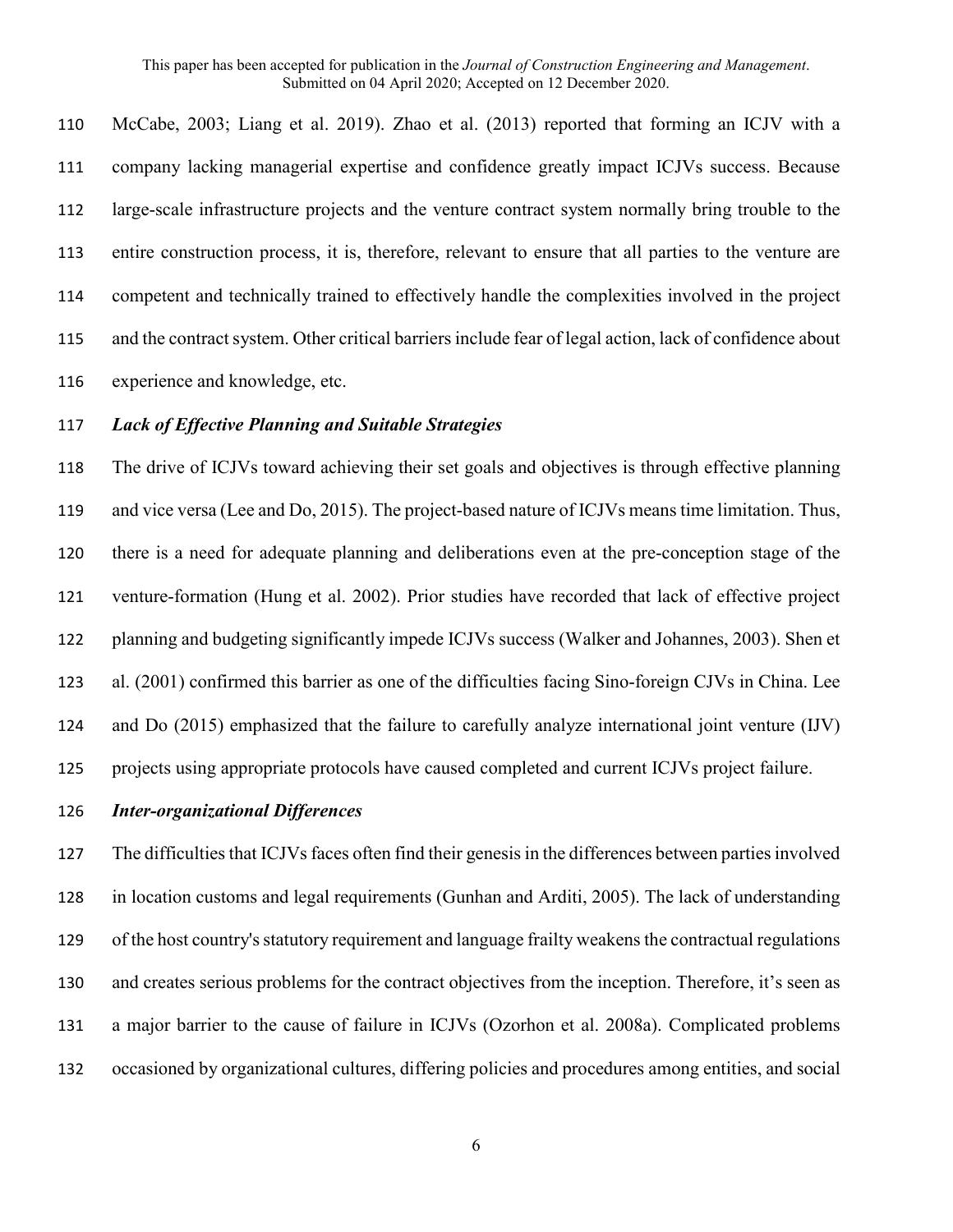McCabe, 2003; Liang et al. 2019). Zhao et al. (2013) reported that forming an ICJV with a company lacking managerial expertise and confidence greatly impact ICJVs success. Because large-scale infrastructure projects and the venture contract system normally bring trouble to the entire construction process, it is, therefore, relevant to ensure that all parties to the venture are competent and technically trained to effectively handle the complexities involved in the project and the contract system. Other critical barriers include fear of legal action, lack of confidence about experience and knowledge, etc.

***Lack of Effective Planning and Suitable Strategies***

The drive of ICJVs toward achieving their set goals and objectives is through effective planning and vice versa (Lee and Do, 2015). The project-based nature of ICJVs means time limitation. Thus, there is a need for adequate planning and deliberations even at the pre-conception stage of the venture-formation (Hung et al. 2002). Prior studies have recorded that lack of effective project planning and budgeting significantly impede ICJVs success (Walker and Johannes, 2003). Shen et al. (2001) confirmed this barrier as one of the difficulties facing Sino-foreign CJVs in China. Lee and Do (2015) emphasized that the failure to carefully analyze international joint venture (IJV) projects using appropriate protocols have caused completed and current ICJVs project failure.

***Inter-organizational Differences***

The difficulties that ICJVs faces often find their genesis in the differences between parties involved in location customs and legal requirements (Gunhan and Arditi, 2005). The lack of understanding of the host country's statutory requirement and language frailty weakens the contractual regulations and creates serious problems for the contract objectives from the inception. Therefore, it’s seen as a major barrier to the cause of failure in ICJVs (Ozorhon et al. 2008a). Complicated problems occasioned by organizational cultures, differing policies and procedures among entities, and social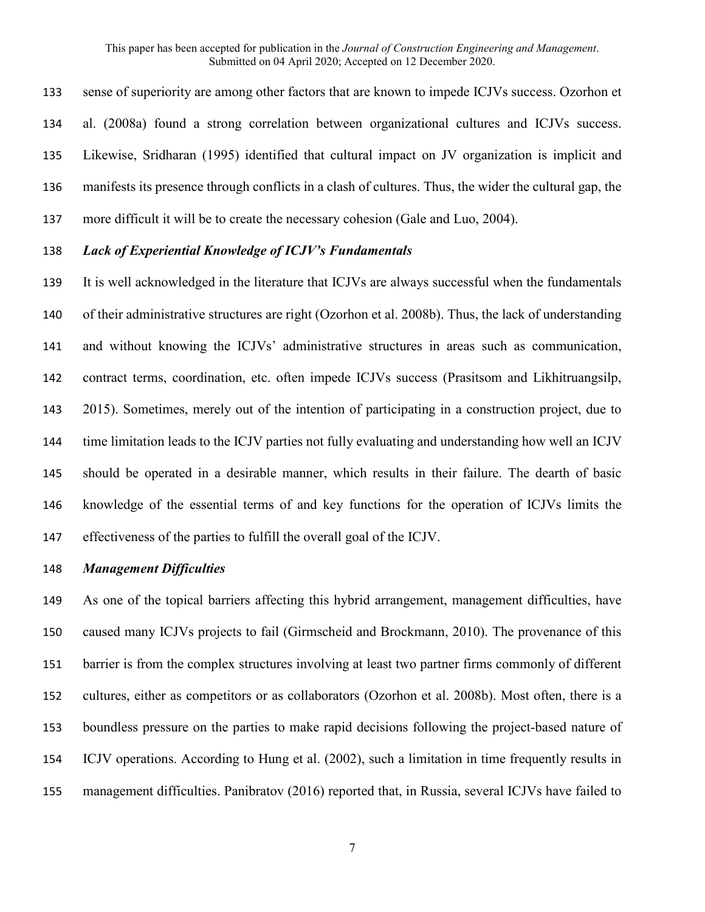sense of superiority are among other factors that are known to impede ICJVs success. Ozorhon et al. (2008a) found a strong correlation between organizational cultures and ICJVs success. Likewise, Sridharan (1995) identified that cultural impact on JV organization is implicit and manifests its presence through conflicts in a clash of cultures. Thus, the wider the cultural gap, the more difficult it will be to create the necessary cohesion (Gale and Luo, 2004).

***Lack of Experiential Knowledge of ICJV's Fundamentals***

It is well acknowledged in the literature that ICJVs are always successful when the fundamentals of their administrative structures are right (Ozorhon et al. 2008b). Thus, the lack of understanding and without knowing the ICJVs' administrative structures in areas such as communication, contract terms, coordination, etc. often impede ICJVs success (Prasitsom and Likhitruangsilp, 2015). Sometimes, merely out of the intention of participating in a construction project, due to time limitation leads to the ICJV parties not fully evaluating and understanding how well an ICJV should be operated in a desirable manner, which results in their failure. The dearth of basic knowledge of the essential terms of and key functions for the operation of ICJVs limits the effectiveness of the parties to fulfill the overall goal of the ICJV.

***Management Difficulties***

As one of the topical barriers affecting this hybrid arrangement, management difficulties, have caused many ICJVs projects to fail (Girmscheid and Brockmann, 2010). The provenance of this barrier is from the complex structures involving at least two partner firms commonly of different cultures, either as competitors or as collaborators (Ozorhon et al. 2008b). Most often, there is a boundless pressure on the parties to make rapid decisions following the project-based nature of ICJV operations. According to Hung et al. (2002), such a limitation in time frequently results in management difficulties. Panibratov (2016) reported that, in Russia, several ICJVs have failed to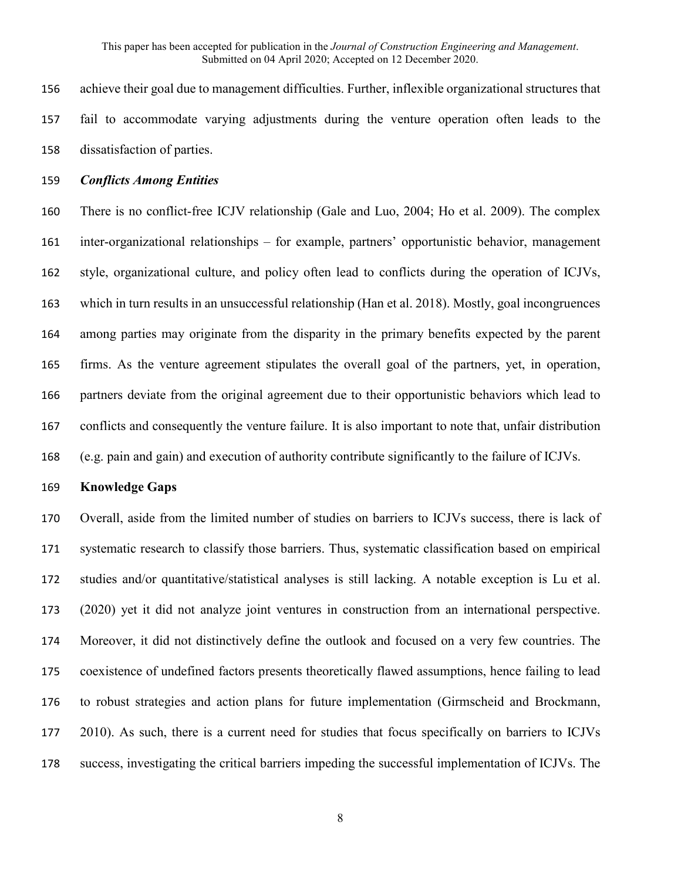achieve their goal due to management difficulties. Further, inflexible organizational structures that fail to accommodate varying adjustments during the venture operation often leads to the dissatisfaction of parties.

### *Conflicts Among Entities*

There is no conflict-free ICJV relationship (Gale and Luo, 2004; Ho et al. 2009). The complex inter-organizational relationships – for example, partners' opportunistic behavior, management style, organizational culture, and policy often lead to conflicts during the operation of ICJVs, which in turn results in an unsuccessful relationship (Han et al. 2018). Mostly, goal incongruences among parties may originate from the disparity in the primary benefits expected by the parent firms. As the venture agreement stipulates the overall goal of the partners, yet, in operation, partners deviate from the original agreement due to their opportunistic behaviors which lead to conflicts and consequently the venture failure. It is also important to note that, unfair distribution (e.g. pain and gain) and execution of authority contribute significantly to the failure of ICJVs.

## Knowledge Gaps

Overall, aside from the limited number of studies on barriers to ICJVs success, there is lack of systematic research to classify those barriers. Thus, systematic classification based on empirical studies and/or quantitative/statistical analyses is still lacking. A notable exception is Lu et al. (2020) yet it did not analyze joint ventures in construction from an international perspective. Moreover, it did not distinctively define the outlook and focused on a very few countries. The coexistence of undefined factors presents theoretically flawed assumptions, hence failing to lead to robust strategies and action plans for future implementation (Girmscheid and Brockmann, 2010). As such, there is a current need for studies that focus specifically on barriers to ICJVs success, investigating the critical barriers impeding the successful implementation of ICJVs. The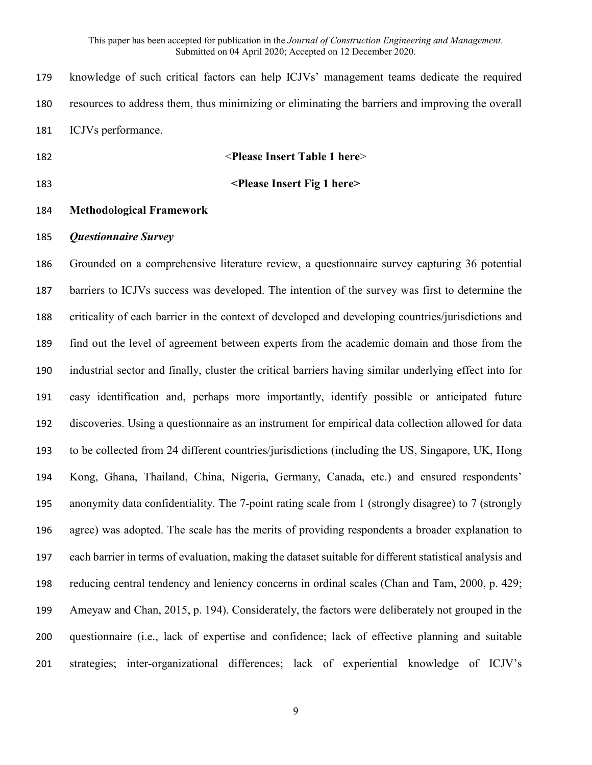knowledge of such critical factors can help ICJVs' management teams dedicate the required resources to address them, thus minimizing or eliminating the barriers and improving the overall ICJVs performance.

<**Please Insert Table 1 here**>

**<Please Insert Fig 1 here>**

## Methodological Framework

### *Questionnaire Survey*

Grounded on a comprehensive literature review, a questionnaire survey capturing 36 potential barriers to ICJVs success was developed. The intention of the survey was first to determine the criticality of each barrier in the context of developed and developing countries/jurisdictions and find out the level of agreement between experts from the academic domain and those from the industrial sector and finally, cluster the critical barriers having similar underlying effect into for easy identification and, perhaps more importantly, identify possible or anticipated future discoveries. Using a questionnaire as an instrument for empirical data collection allowed for data to be collected from 24 different countries/jurisdictions (including the US, Singapore, UK, Hong Kong, Ghana, Thailand, China, Nigeria, Germany, Canada, etc.) and ensured respondents' anonymity data confidentiality. The 7-point rating scale from 1 (strongly disagree) to 7 (strongly agree) was adopted. The scale has the merits of providing respondents a broader explanation to each barrier in terms of evaluation, making the dataset suitable for different statistical analysis and reducing central tendency and leniency concerns in ordinal scales (Chan and Tam, 2000, p. 429; Ameyaw and Chan, 2015, p. 194). Considerately, the factors were deliberately not grouped in the questionnaire (i.e., lack of expertise and confidence; lack of effective planning and suitable strategies; inter-organizational differences; lack of experiential knowledge of ICJV's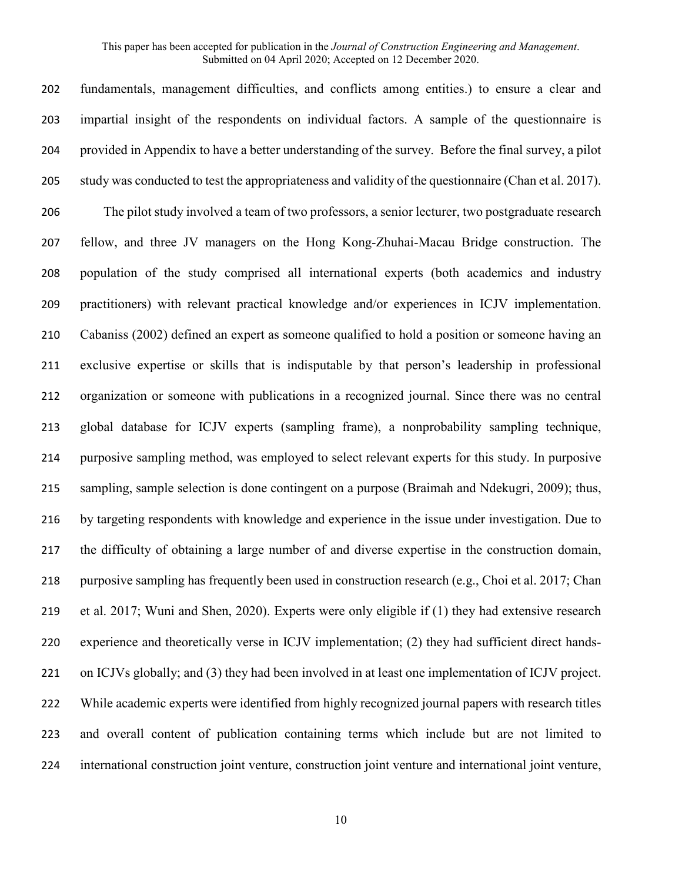fundamentals, management difficulties, and conflicts among entities.) to ensure a clear and impartial insight of the respondents on individual factors. A sample of the questionnaire is provided in Appendix to have a better understanding of the survey. Before the final survey, a pilot study was conducted to test the appropriateness and validity of the questionnaire (Chan et al. 2017).

The pilot study involved a team of two professors, a senior lecturer, two postgraduate research fellow, and three JV managers on the Hong Kong-Zhuhai-Macau Bridge construction. The population of the study comprised all international experts (both academics and industry practitioners) with relevant practical knowledge and/or experiences in ICJV implementation. Cabaniss (2002) defined an expert as someone qualified to hold a position or someone having an exclusive expertise or skills that is indisputable by that person's leadership in professional organization or someone with publications in a recognized journal. Since there was no central global database for ICJV experts (sampling frame), a nonprobability sampling technique, purposive sampling method, was employed to select relevant experts for this study. In purposive sampling, sample selection is done contingent on a purpose (Braimah and Ndekugri, 2009); thus, by targeting respondents with knowledge and experience in the issue under investigation. Due to the difficulty of obtaining a large number of and diverse expertise in the construction domain, purposive sampling has frequently been used in construction research (e.g., Choi et al. 2017; Chan et al. 2017; Wuni and Shen, 2020). Experts were only eligible if (1) they had extensive research experience and theoretically verse in ICJV implementation; (2) they had sufficient direct hands-on ICJVs globally; and (3) they had been involved in at least one implementation of ICJV project. While academic experts were identified from highly recognized journal papers with research titles and overall content of publication containing terms which include but are not limited to international construction joint venture, construction joint venture and international joint venture,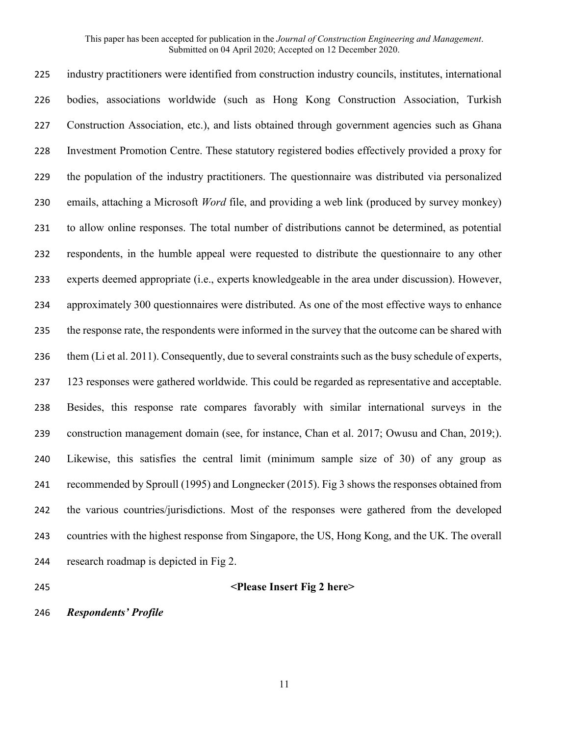industry practitioners were identified from construction industry councils, institutes, international bodies, associations worldwide (such as Hong Kong Construction Association, Turkish Construction Association, etc.), and lists obtained through government agencies such as Ghana Investment Promotion Centre. These statutory registered bodies effectively provided a proxy for the population of the industry practitioners. The questionnaire was distributed via personalized emails, attaching a Microsoft *Word* file, and providing a web link (produced by survey monkey) to allow online responses. The total number of distributions cannot be determined, as potential respondents, in the humble appeal were requested to distribute the questionnaire to any other experts deemed appropriate (i.e., experts knowledgeable in the area under discussion). However, approximately 300 questionnaires were distributed. As one of the most effective ways to enhance the response rate, the respondents were informed in the survey that the outcome can be shared with them (Li et al. 2011). Consequently, due to several constraints such as the busy schedule of experts, 123 responses were gathered worldwide. This could be regarded as representative and acceptable. Besides, this response rate compares favorably with similar international surveys in the construction management domain (see, for instance, Chan et al. 2017; Owusu and Chan, 2019;). Likewise, this satisfies the central limit (minimum sample size of 30) of any group as recommended by Sproull (1995) and Longnecker (2015). Fig 3 shows the responses obtained from the various countries/jurisdictions. Most of the responses were gathered from the developed countries with the highest response from Singapore, the US, Hong Kong, and the UK. The overall research roadmap is depicted in Fig 2.

**<Please Insert Fig 2 here>**

***Respondents' Profile***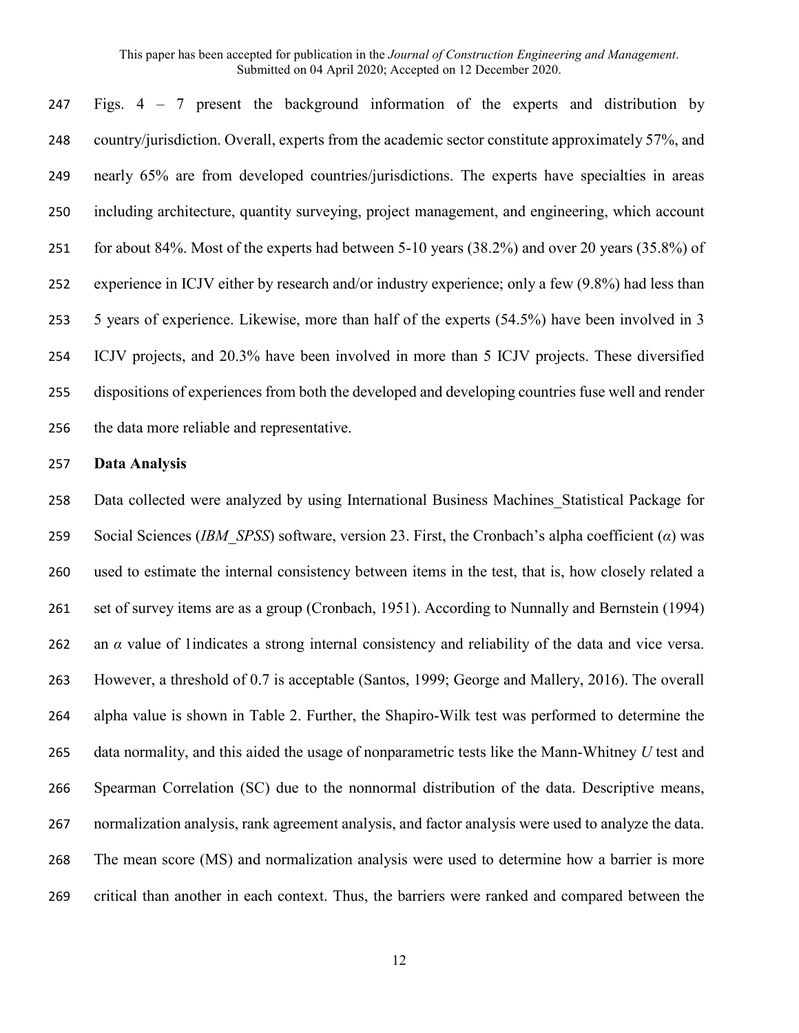Figs. 4 – 7 present the background information of the experts and distribution by country/jurisdiction. Overall, experts from the academic sector constitute approximately 57%, and nearly 65% are from developed countries/jurisdictions. The experts have specialties in areas including architecture, quantity surveying, project management, and engineering, which account for about 84%. Most of the experts had between 5-10 years (38.2%) and over 20 years (35.8%) of experience in ICJV either by research and/or industry experience; only a few (9.8%) had less than 5 years of experience. Likewise, more than half of the experts (54.5%) have been involved in 3 ICJV projects, and 20.3% have been involved in more than 5 ICJV projects. These diversified dispositions of experiences from both the developed and developing countries fuse well and render the data more reliable and representative.

**Data Analysis**

Data collected were analyzed by using International Business Machines_Statistical Package for Social Sciences (*IBM_SPSS*) software, version 23. First, the Cronbach's alpha coefficient ($\alpha$) was used to estimate the internal consistency between items in the test, that is, how closely related a set of survey items are as a group (Cronbach, 1951). According to Nunnally and Bernstein (1994) an $\alpha$ value of 1indicates a strong internal consistency and reliability of the data and vice versa. However, a threshold of 0.7 is acceptable (Santos, 1999; George and Mallery, 2016). The overall alpha value is shown in Table 2. Further, the Shapiro-Wilk test was performed to determine the data normality, and this aided the usage of nonparametric tests like the Mann-Whitney $U$ test and Spearman Correlation (SC) due to the nonnormal distribution of the data. Descriptive means, normalization analysis, rank agreement analysis, and factor analysis were used to analyze the data. The mean score (MS) and normalization analysis were used to determine how a barrier is more critical than another in each context. Thus, the barriers were ranked and compared between the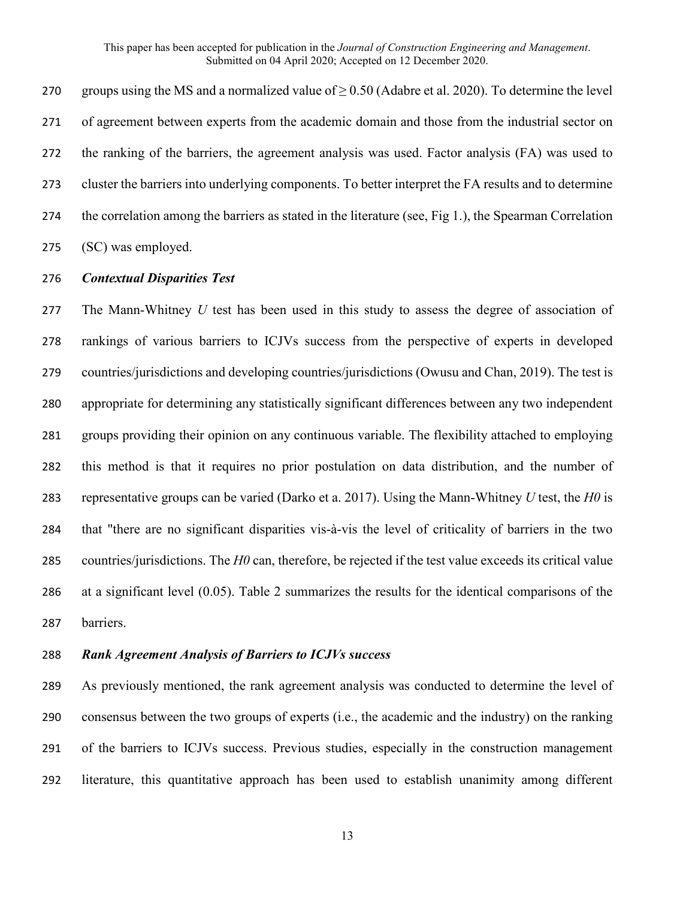groups using the MS and a normalized value of ≥ 0.50 (Adabre et al. 2020). To determine the level of agreement between experts from the academic domain and those from the industrial sector on the ranking of the barriers, the agreement analysis was used. Factor analysis (FA) was used to cluster the barriers into underlying components. To better interpret the FA results and to determine the correlation among the barriers as stated in the literature (see, Fig 1.), the Spearman Correlation (SC) was employed.

***Contextual Disparities Test***

The Mann-Whitney *U* test has been used in this study to assess the degree of association of rankings of various barriers to ICJVs success from the perspective of experts in developed countries/jurisdictions and developing countries/jurisdictions (Owusu and Chan, 2019). The test is appropriate for determining any statistically significant differences between any two independent groups providing their opinion on any continuous variable. The flexibility attached to employing this method is that it requires no prior postulation on data distribution, and the number of representative groups can be varied (Darko et a. 2017). Using the Mann-Whitney *U* test, the *H0* is that "there are no significant disparities vis-à-vis the level of criticality of barriers in the two countries/jurisdictions. The *H0* can, therefore, be rejected if the test value exceeds its critical value at a significant level (0.05). Table 2 summarizes the results for the identical comparisons of the barriers.

***Rank Agreement Analysis of Barriers to ICJVs success***

As previously mentioned, the rank agreement analysis was conducted to determine the level of consensus between the two groups of experts (i.e., the academic and the industry) on the ranking of the barriers to ICJVs success. Previous studies, especially in the construction management literature, this quantitative approach has been used to establish unanimity among different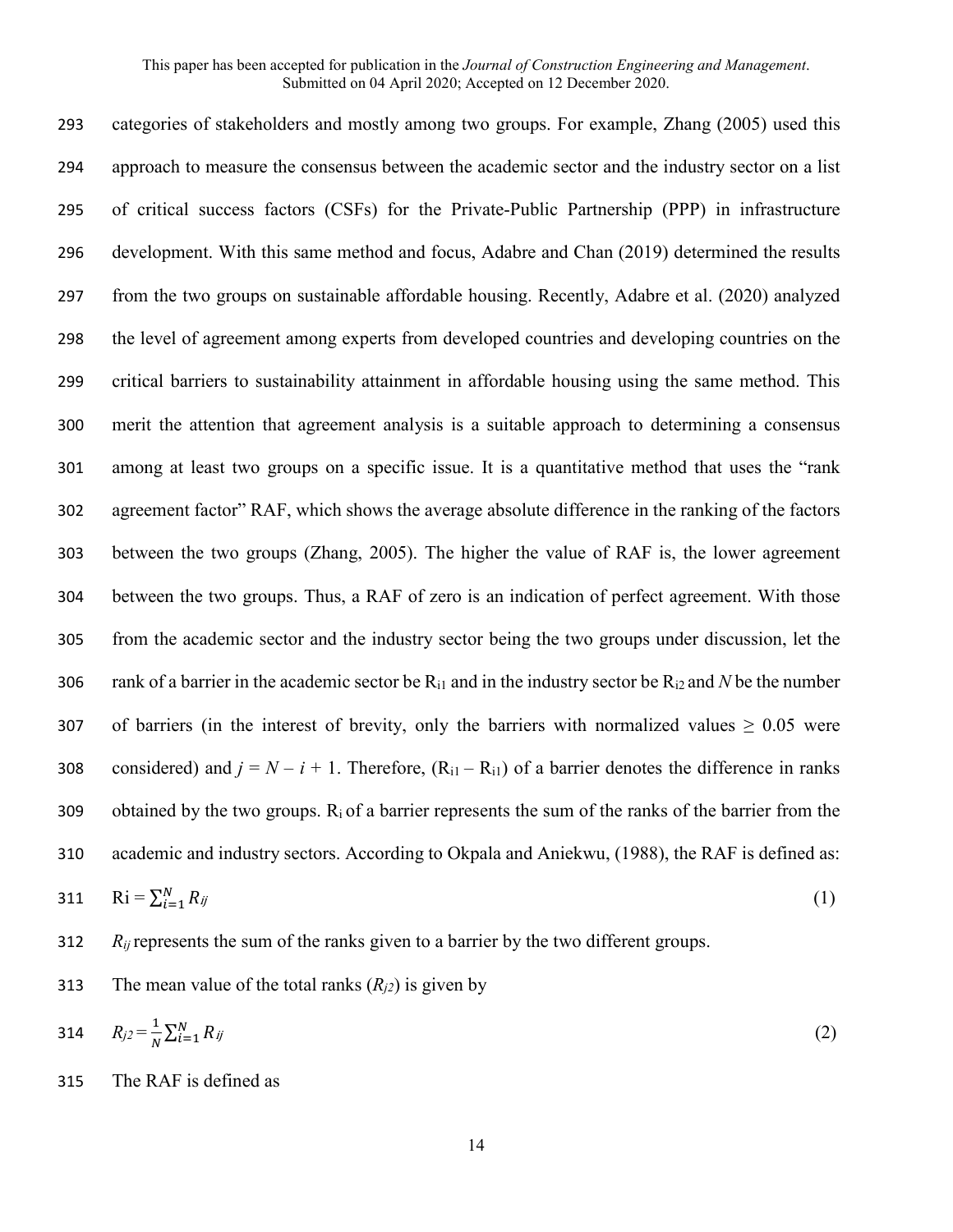categories of stakeholders and mostly among two groups. For example, Zhang (2005) used this approach to measure the consensus between the academic sector and the industry sector on a list of critical success factors (CSFs) for the Private-Public Partnership (PPP) in infrastructure development. With this same method and focus, Adabre and Chan (2019) determined the results from the two groups on sustainable affordable housing. Recently, Adabre et al. (2020) analyzed the level of agreement among experts from developed countries and developing countries on the critical barriers to sustainability attainment in affordable housing using the same method. This merit the attention that agreement analysis is a suitable approach to determining a consensus among at least two groups on a specific issue. It is a quantitative method that uses the "rank agreement factor" RAF, which shows the average absolute difference in the ranking of the factors between the two groups (Zhang, 2005). The higher the value of RAF is, the lower agreement between the two groups. Thus, a RAF of zero is an indication of perfect agreement. With those from the academic sector and the industry sector being the two groups under discussion, let the rank of a barrier in the academic sector be $R_{i1}$ and in the industry sector be $R_{i2}$ and $N$ be the number of barriers (in the interest of brevity, only the barriers with normalized values $\geq$ 0.05 were considered) and $j = N - i + 1$. Therefore, ($R_{i1} - R_{i1}$) of a barrier denotes the difference in ranks obtained by the two groups. $R_i$ of a barrier represents the sum of the ranks of the barrier from the academic and industry sectors. According to Okpala and Aniekwu, (1988), the RAF is defined as:

$$\mathrm{Ri} = \sum_{i=1}^{N} R_{ij} \tag{1}$$

$R_{ij}$ represents the sum of the ranks given to a barrier by the two different groups.

The mean value of the total ranks ($R_{j2}$) is given by

$$R_{j2} = \frac{1}{N} \sum_{i=1}^{N} R_{ij} \tag{2}$$

The RAF is defined as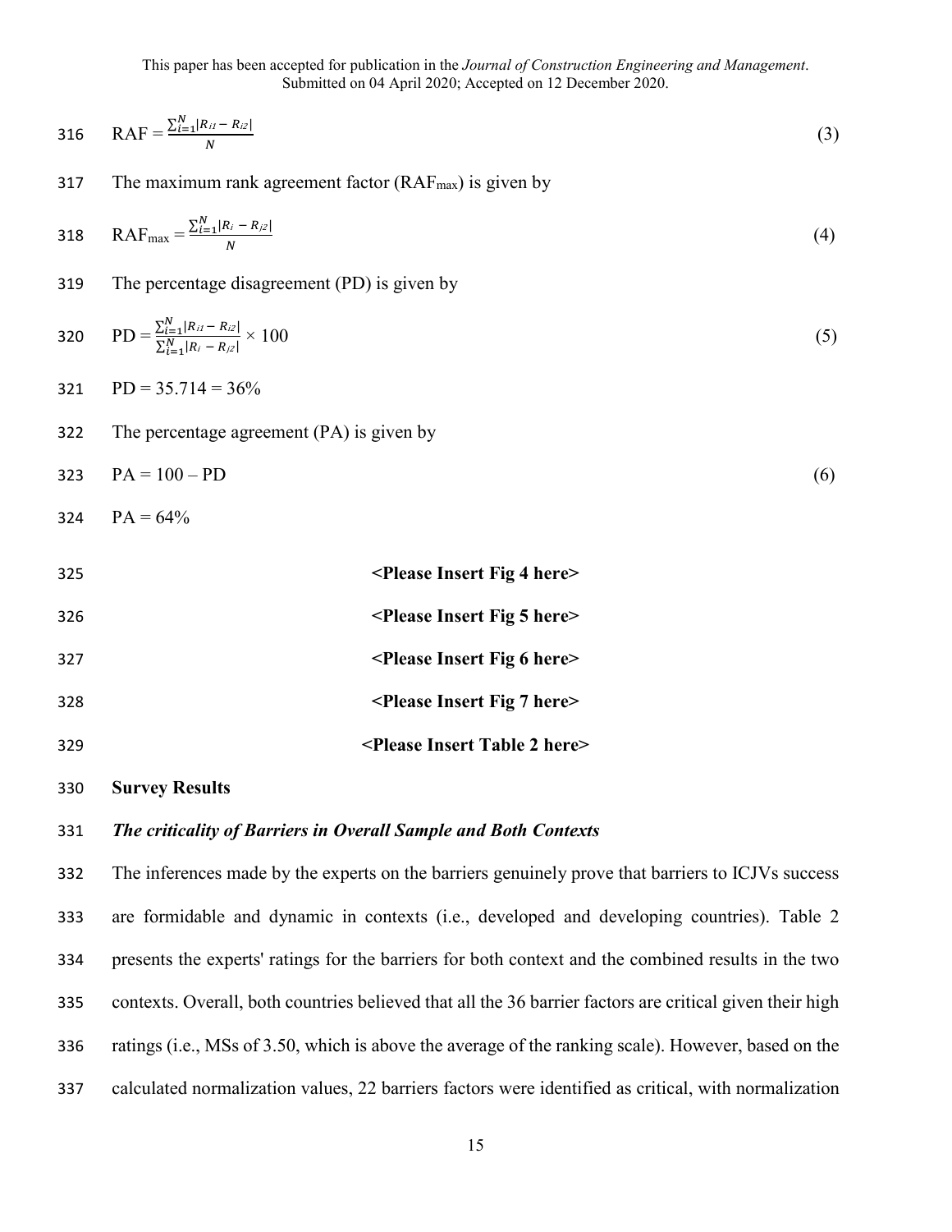$$\text{RAF} = \frac{\sum_{i=1}^{N}|R_{i1} - R_{i2}|}{N} \tag{3}$$

The maximum rank agreement factor ($\text{RAF}_{\text{max}}$) is given by

$$\text{RAF}_{\text{max}} = \frac{\sum_{i=1}^{N}|R_{i} - R_{j2}|}{N} \tag{4}$$

The percentage disagreement (PD) is given by

$$\text{PD} = \frac{\sum_{i=1}^{N}|R_{i1} - R_{i2}|}{\sum_{i=1}^{N}|R_{i} - R_{j2}|} \times 100 \tag{5}$$

PD = 35.714 = 36%

The percentage agreement (PA) is given by

$$\text{PA} = 100 - \text{PD} \tag{6}$$

PA = 64%

<Please Insert Fig 4 here>

<Please Insert Fig 5 here>

<Please Insert Fig 6 here>

<Please Insert Fig 7 here>

<Please Insert Table 2 here>

## Survey Results

### *The criticality of Barriers in Overall Sample and Both Contexts*

The inferences made by the experts on the barriers genuinely prove that barriers to ICJVs success are formidable and dynamic in contexts (i.e., developed and developing countries). Table 2 presents the experts' ratings for the barriers for both context and the combined results in the two contexts. Overall, both countries believed that all the 36 barrier factors are critical given their high ratings (i.e., MSs of 3.50, which is above the average of the ranking scale). However, based on the calculated normalization values, 22 barriers factors were identified as critical, with normalization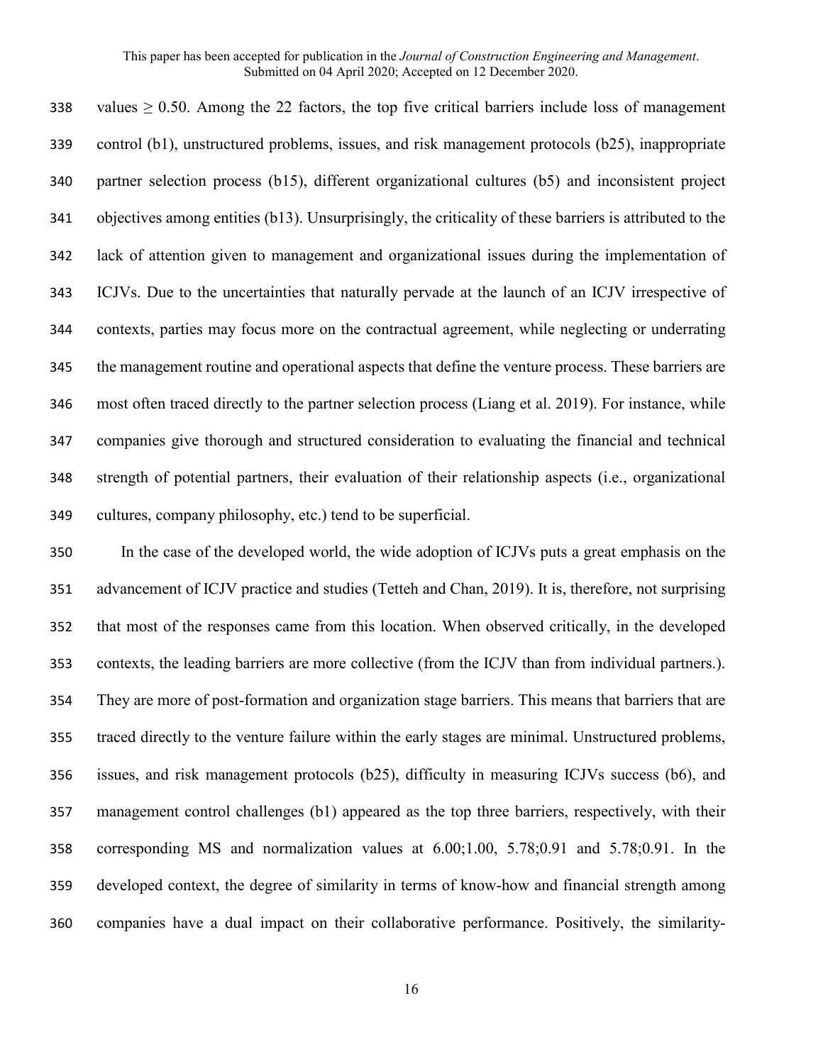values $\geq 0.50$. Among the 22 factors, the top five critical barriers include loss of management control (b1), unstructured problems, issues, and risk management protocols (b25), inappropriate partner selection process (b15), different organizational cultures (b5) and inconsistent project objectives among entities (b13). Unsurprisingly, the criticality of these barriers is attributed to the lack of attention given to management and organizational issues during the implementation of ICJVs. Due to the uncertainties that naturally pervade at the launch of an ICJV irrespective of contexts, parties may focus more on the contractual agreement, while neglecting or underrating the management routine and operational aspects that define the venture process. These barriers are most often traced directly to the partner selection process (Liang et al. 2019). For instance, while companies give thorough and structured consideration to evaluating the financial and technical strength of potential partners, their evaluation of their relationship aspects (i.e., organizational cultures, company philosophy, etc.) tend to be superficial.

In the case of the developed world, the wide adoption of ICJVs puts a great emphasis on the advancement of ICJV practice and studies (Tetteh and Chan, 2019). It is, therefore, not surprising that most of the responses came from this location. When observed critically, in the developed contexts, the leading barriers are more collective (from the ICJV than from individual partners.). They are more of post-formation and organization stage barriers. This means that barriers that are traced directly to the venture failure within the early stages are minimal. Unstructured problems, issues, and risk management protocols (b25), difficulty in measuring ICJVs success (b6), and management control challenges (b1) appeared as the top three barriers, respectively, with their corresponding MS and normalization values at 6.00;1.00, 5.78;0.91 and 5.78;0.91. In the developed context, the degree of similarity in terms of know-how and financial strength among companies have a dual impact on their collaborative performance. Positively, the similarity-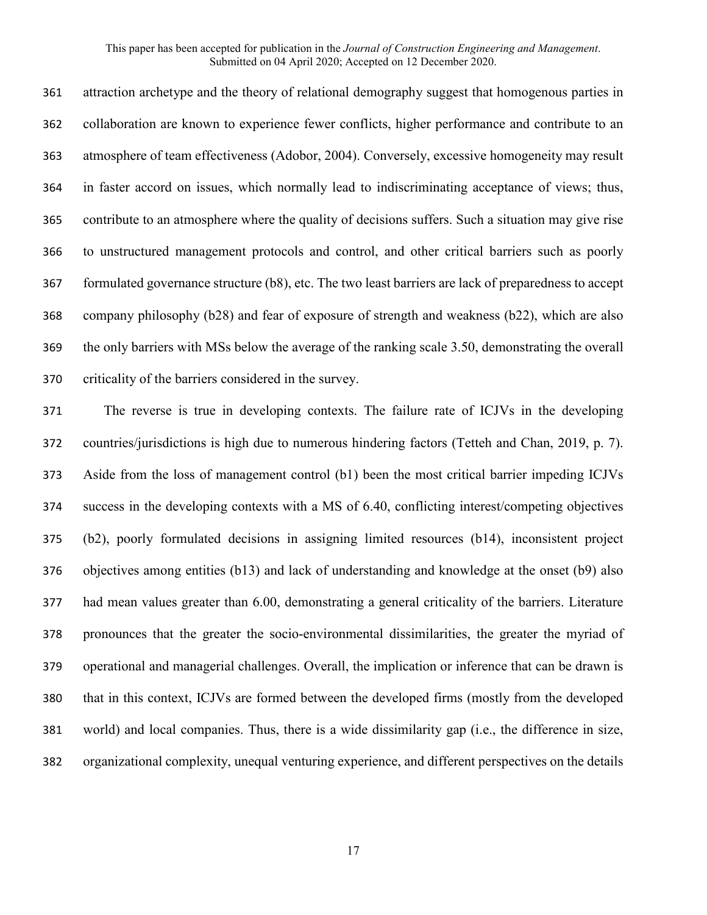attraction archetype and the theory of relational demography suggest that homogenous parties in collaboration are known to experience fewer conflicts, higher performance and contribute to an atmosphere of team effectiveness (Adobor, 2004). Conversely, excessive homogeneity may result in faster accord on issues, which normally lead to indiscriminating acceptance of views; thus, contribute to an atmosphere where the quality of decisions suffers. Such a situation may give rise to unstructured management protocols and control, and other critical barriers such as poorly formulated governance structure (b8), etc. The two least barriers are lack of preparedness to accept company philosophy (b28) and fear of exposure of strength and weakness (b22), which are also the only barriers with MSs below the average of the ranking scale 3.50, demonstrating the overall criticality of the barriers considered in the survey.

The reverse is true in developing contexts. The failure rate of ICJVs in the developing countries/jurisdictions is high due to numerous hindering factors (Tetteh and Chan, 2019, p. 7). Aside from the loss of management control (b1) been the most critical barrier impeding ICJVs success in the developing contexts with a MS of 6.40, conflicting interest/competing objectives (b2), poorly formulated decisions in assigning limited resources (b14), inconsistent project objectives among entities (b13) and lack of understanding and knowledge at the onset (b9) also had mean values greater than 6.00, demonstrating a general criticality of the barriers. Literature pronounces that the greater the socio-environmental dissimilarities, the greater the myriad of operational and managerial challenges. Overall, the implication or inference that can be drawn is that in this context, ICJVs are formed between the developed firms (mostly from the developed world) and local companies. Thus, there is a wide dissimilarity gap (i.e., the difference in size, organizational complexity, unequal venturing experience, and different perspectives on the details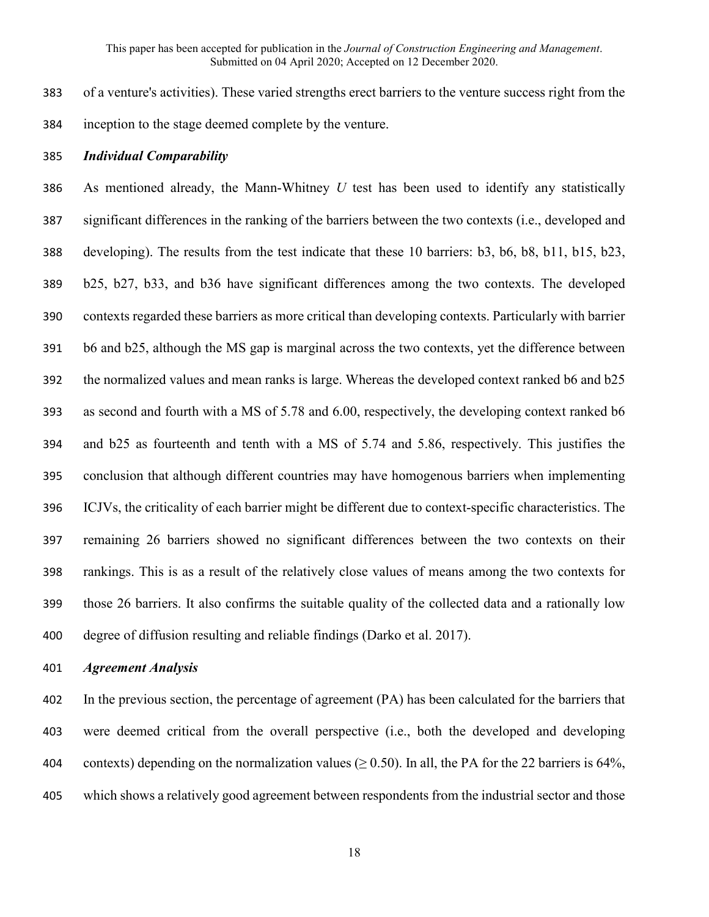of a venture's activities). These varied strengths erect barriers to the venture success right from the inception to the stage deemed complete by the venture.

### *Individual Comparability*

As mentioned already, the Mann-Whitney *U* test has been used to identify any statistically significant differences in the ranking of the barriers between the two contexts (i.e., developed and developing). The results from the test indicate that these 10 barriers: b3, b6, b8, b11, b15, b23, b25, b27, b33, and b36 have significant differences among the two contexts. The developed contexts regarded these barriers as more critical than developing contexts. Particularly with barrier b6 and b25, although the MS gap is marginal across the two contexts, yet the difference between the normalized values and mean ranks is large. Whereas the developed context ranked b6 and b25 as second and fourth with a MS of 5.78 and 6.00, respectively, the developing context ranked b6 and b25 as fourteenth and tenth with a MS of 5.74 and 5.86, respectively. This justifies the conclusion that although different countries may have homogenous barriers when implementing ICJVs, the criticality of each barrier might be different due to context-specific characteristics. The remaining 26 barriers showed no significant differences between the two contexts on their rankings. This is as a result of the relatively close values of means among the two contexts for those 26 barriers. It also confirms the suitable quality of the collected data and a rationally low degree of diffusion resulting and reliable findings (Darko et al. 2017).

### *Agreement Analysis*

In the previous section, the percentage of agreement (PA) has been calculated for the barriers that were deemed critical from the overall perspective (i.e., both the developed and developing contexts) depending on the normalization values ($\geq 0.50$). In all, the PA for the 22 barriers is 64%, which shows a relatively good agreement between respondents from the industrial sector and those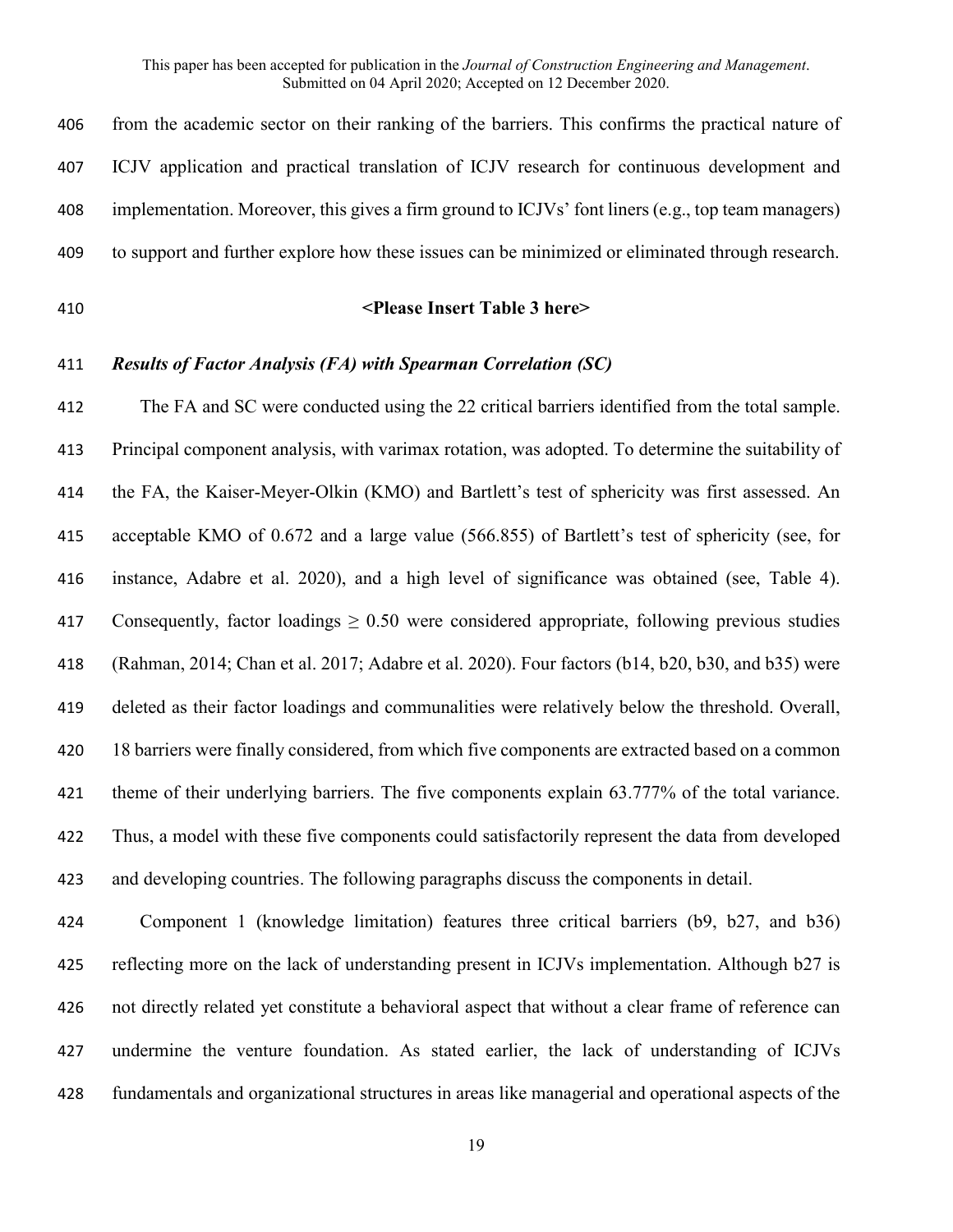from the academic sector on their ranking of the barriers. This confirms the practical nature of ICJV application and practical translation of ICJV research for continuous development and implementation. Moreover, this gives a firm ground to ICJVs' font liners (e.g., top team managers) to support and further explore how these issues can be minimized or eliminated through research.

**<Please Insert Table 3 here>**

### ***Results of Factor Analysis (FA) with Spearman Correlation (SC)***

The FA and SC were conducted using the 22 critical barriers identified from the total sample. Principal component analysis, with varimax rotation, was adopted. To determine the suitability of the FA, the Kaiser-Meyer-Olkin (KMO) and Bartlett's test of sphericity was first assessed. An acceptable KMO of 0.672 and a large value (566.855) of Bartlett's test of sphericity (see, for instance, Adabre et al. 2020), and a high level of significance was obtained (see, Table 4). Consequently, factor loadings $\geq 0.50$ were considered appropriate, following previous studies (Rahman, 2014; Chan et al. 2017; Adabre et al. 2020). Four factors (b14, b20, b30, and b35) were deleted as their factor loadings and communalities were relatively below the threshold. Overall, 18 barriers were finally considered, from which five components are extracted based on a common theme of their underlying barriers. The five components explain 63.777% of the total variance. Thus, a model with these five components could satisfactorily represent the data from developed and developing countries. The following paragraphs discuss the components in detail.

Component 1 (knowledge limitation) features three critical barriers (b9, b27, and b36) reflecting more on the lack of understanding present in ICJVs implementation. Although b27 is not directly related yet constitute a behavioral aspect that without a clear frame of reference can undermine the venture foundation. As stated earlier, the lack of understanding of ICJVs fundamentals and organizational structures in areas like managerial and operational aspects of the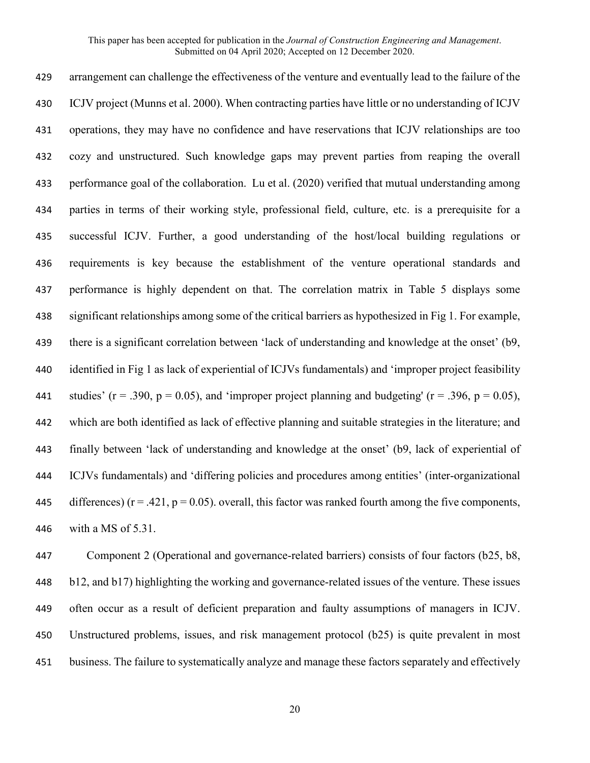arrangement can challenge the effectiveness of the venture and eventually lead to the failure of the ICJV project (Munns et al. 2000). When contracting parties have little or no understanding of ICJV operations, they may have no confidence and have reservations that ICJV relationships are too cozy and unstructured. Such knowledge gaps may prevent parties from reaping the overall performance goal of the collaboration. Lu et al. (2020) verified that mutual understanding among parties in terms of their working style, professional field, culture, etc. is a prerequisite for a successful ICJV. Further, a good understanding of the host/local building regulations or requirements is key because the establishment of the venture operational standards and performance is highly dependent on that. The correlation matrix in Table 5 displays some significant relationships among some of the critical barriers as hypothesized in Fig 1. For example, there is a significant correlation between 'lack of understanding and knowledge at the onset' (b9, identified in Fig 1 as lack of experiential of ICJVs fundamentals) and 'improper project feasibility studies' ($r = .390$, $p = 0.05$), and 'improper project planning and budgeting' ($r = .396$, $p = 0.05$), which are both identified as lack of effective planning and suitable strategies in the literature; and finally between 'lack of understanding and knowledge at the onset' (b9, lack of experiential of ICJVs fundamentals) and 'differing policies and procedures among entities' (inter-organizational differences) ($r = .421$, $p = 0.05$). overall, this factor was ranked fourth among the five components, with a MS of 5.31.

Component 2 (Operational and governance-related barriers) consists of four factors (b25, b8, b12, and b17) highlighting the working and governance-related issues of the venture. These issues often occur as a result of deficient preparation and faulty assumptions of managers in ICJV. Unstructured problems, issues, and risk management protocol (b25) is quite prevalent in most business. The failure to systematically analyze and manage these factors separately and effectively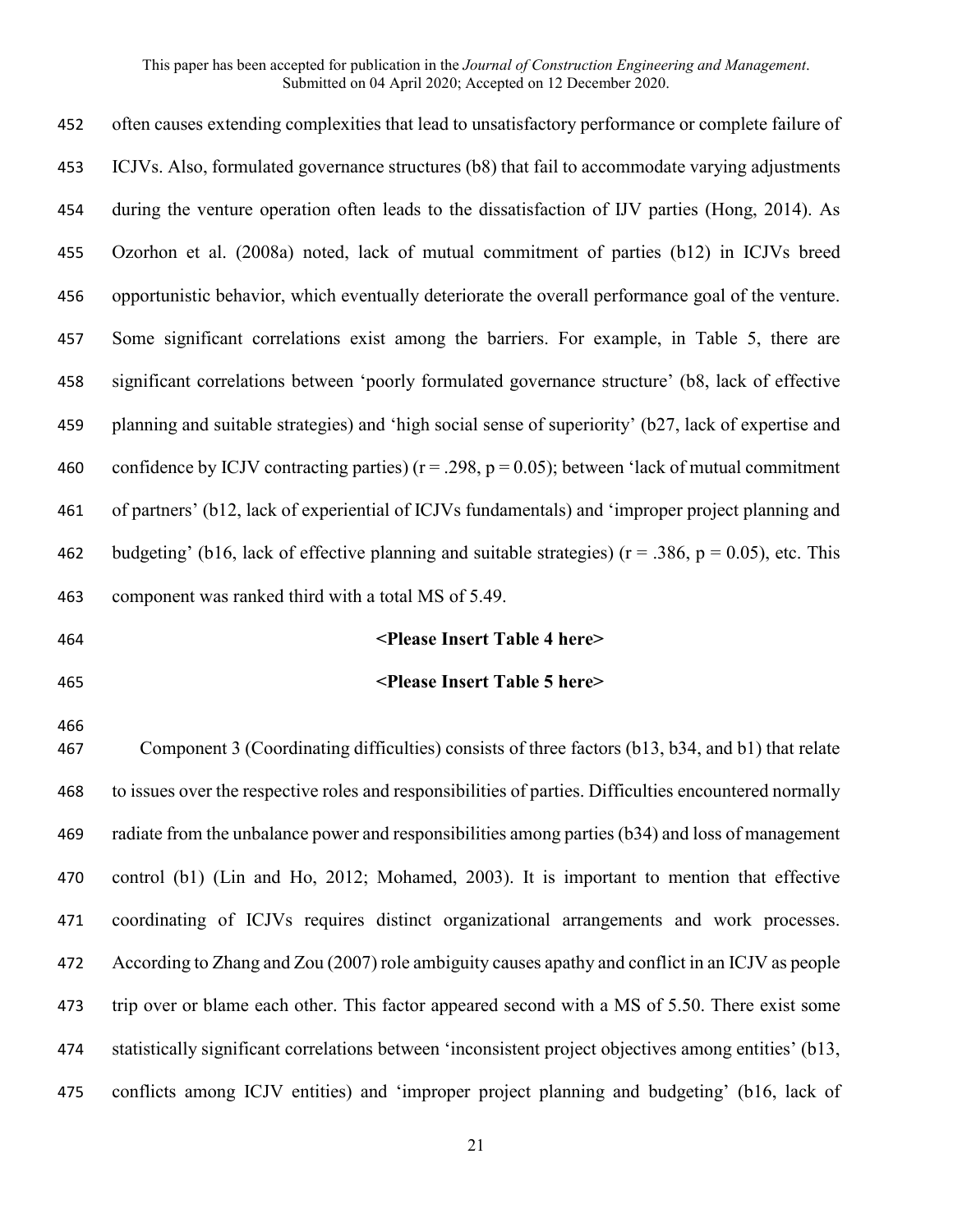often causes extending complexities that lead to unsatisfactory performance or complete failure of ICJVs. Also, formulated governance structures (b8) that fail to accommodate varying adjustments during the venture operation often leads to the dissatisfaction of IJV parties (Hong, 2014). As Ozorhon et al. (2008a) noted, lack of mutual commitment of parties (b12) in ICJVs breed opportunistic behavior, which eventually deteriorate the overall performance goal of the venture. Some significant correlations exist among the barriers. For example, in Table 5, there are significant correlations between 'poorly formulated governance structure' (b8, lack of effective planning and suitable strategies) and 'high social sense of superiority' (b27, lack of expertise and confidence by ICJV contracting parties) ($r = .298$, $p = 0.05$); between 'lack of mutual commitment of partners' (b12, lack of experiential of ICJVs fundamentals) and 'improper project planning and budgeting' (b16, lack of effective planning and suitable strategies) ($r = .386$, $p = 0.05$), etc. This component was ranked third with a total MS of 5.49.

**<Please Insert Table 4 here>**

**<Please Insert Table 5 here>**

Component 3 (Coordinating difficulties) consists of three factors (b13, b34, and b1) that relate to issues over the respective roles and responsibilities of parties. Difficulties encountered normally radiate from the unbalance power and responsibilities among parties (b34) and loss of management control (b1) (Lin and Ho, 2012; Mohamed, 2003). It is important to mention that effective coordinating of ICJVs requires distinct organizational arrangements and work processes. According to Zhang and Zou (2007) role ambiguity causes apathy and conflict in an ICJV as people trip over or blame each other. This factor appeared second with a MS of 5.50. There exist some statistically significant correlations between 'inconsistent project objectives among entities' (b13, conflicts among ICJV entities) and 'improper project planning and budgeting' (b16, lack of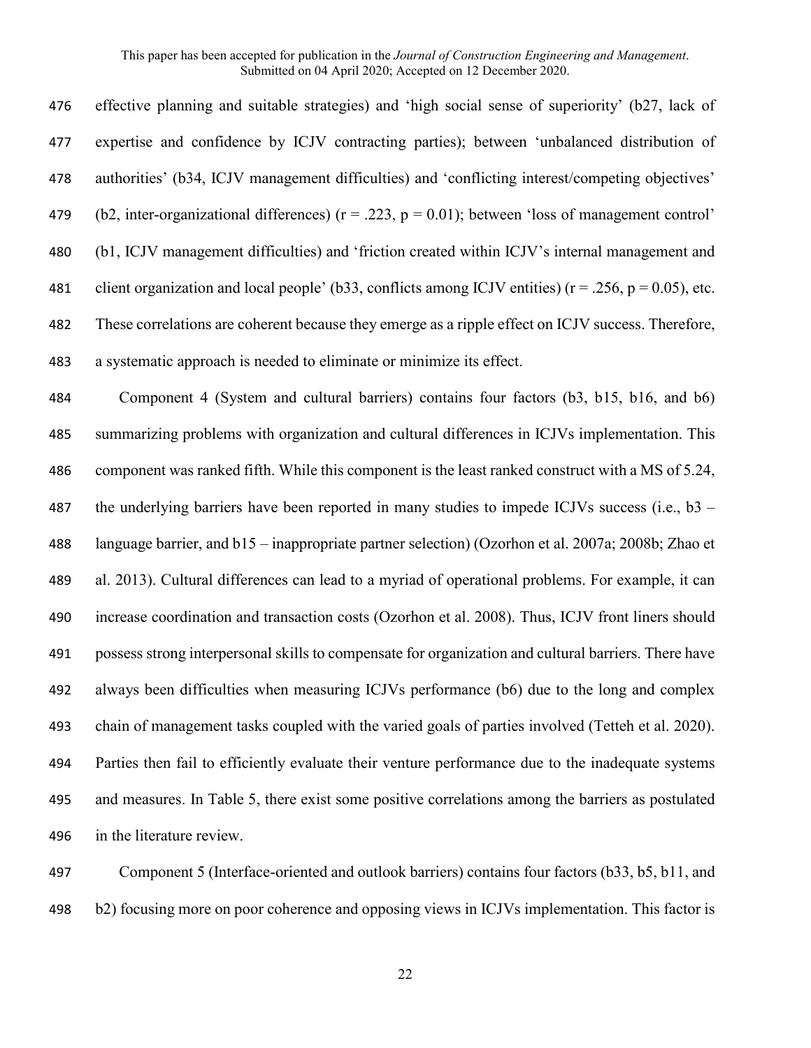effective planning and suitable strategies) and 'high social sense of superiority' (b27, lack of expertise and confidence by ICJV contracting parties); between 'unbalanced distribution of authorities' (b34, ICJV management difficulties) and 'conflicting interest/competing objectives' (b2, inter-organizational differences) ($r = .223$, $p = 0.01$); between 'loss of management control' (b1, ICJV management difficulties) and 'friction created within ICJV's internal management and client organization and local people' (b33, conflicts among ICJV entities) ($r = .256$, $p = 0.05$), etc. These correlations are coherent because they emerge as a ripple effect on ICJV success. Therefore, a systematic approach is needed to eliminate or minimize its effect.

Component 4 (System and cultural barriers) contains four factors (b3, b15, b16, and b6) summarizing problems with organization and cultural differences in ICJVs implementation. This component was ranked fifth. While this component is the least ranked construct with a MS of 5.24, the underlying barriers have been reported in many studies to impede ICJVs success (i.e., b3 – language barrier, and b15 – inappropriate partner selection) (Ozorhon et al. 2007a; 2008b; Zhao et al. 2013). Cultural differences can lead to a myriad of operational problems. For example, it can increase coordination and transaction costs (Ozorhon et al. 2008). Thus, ICJV front liners should possess strong interpersonal skills to compensate for organization and cultural barriers. There have always been difficulties when measuring ICJVs performance (b6) due to the long and complex chain of management tasks coupled with the varied goals of parties involved (Tetteh et al. 2020). Parties then fail to efficiently evaluate their venture performance due to the inadequate systems and measures. In Table 5, there exist some positive correlations among the barriers as postulated in the literature review.

Component 5 (Interface-oriented and outlook barriers) contains four factors (b33, b5, b11, and b2) focusing more on poor coherence and opposing views in ICJVs implementation. This factor is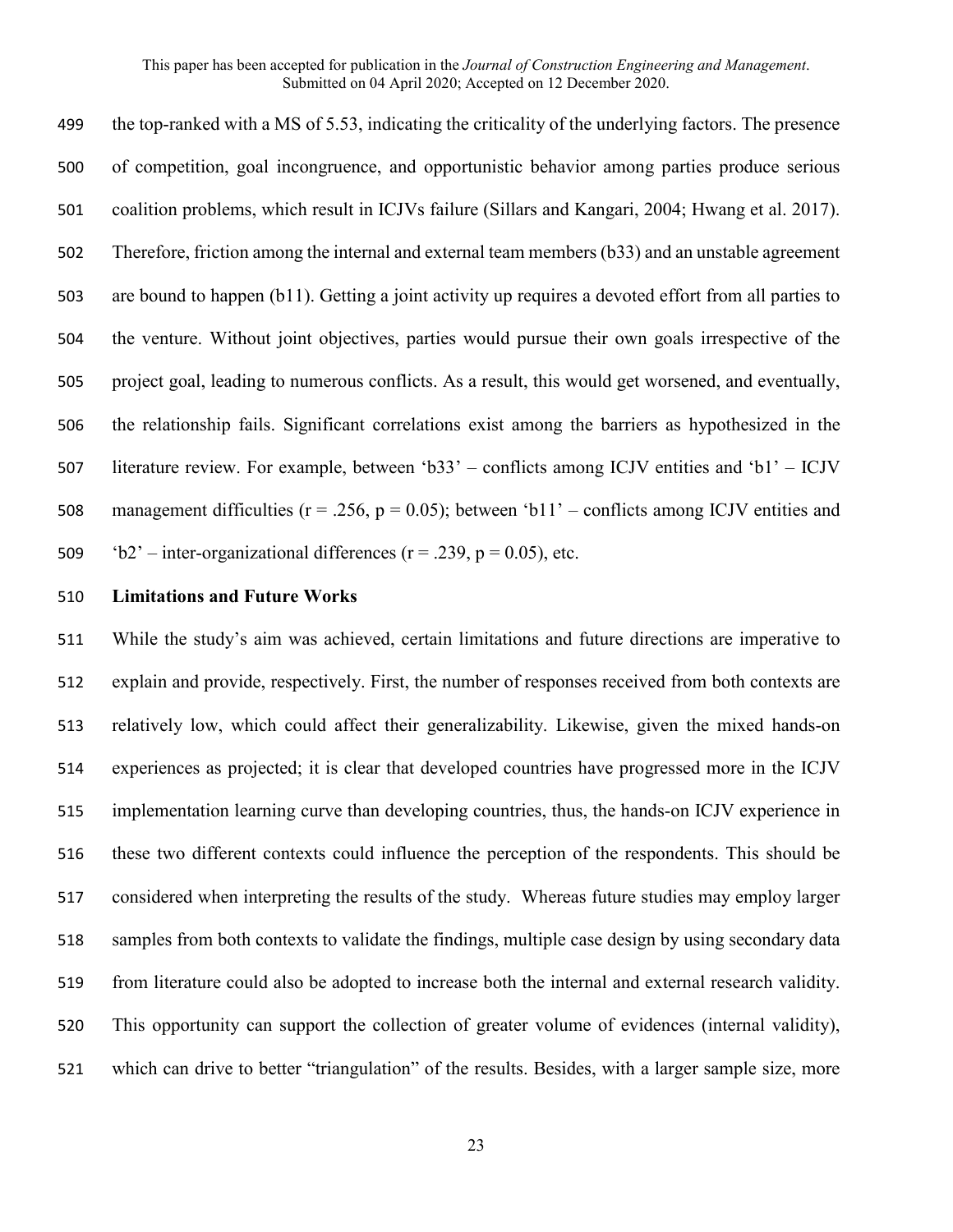the top-ranked with a MS of 5.53, indicating the criticality of the underlying factors. The presence of competition, goal incongruence, and opportunistic behavior among parties produce serious coalition problems, which result in ICJVs failure (Sillars and Kangari, 2004; Hwang et al. 2017). Therefore, friction among the internal and external team members (b33) and an unstable agreement are bound to happen (b11). Getting a joint activity up requires a devoted effort from all parties to the venture. Without joint objectives, parties would pursue their own goals irrespective of the project goal, leading to numerous conflicts. As a result, this would get worsened, and eventually, the relationship fails. Significant correlations exist among the barriers as hypothesized in the literature review. For example, between 'b33' – conflicts among ICJV entities and 'b1' – ICJV management difficulties ($r = .256$, $p = 0.05$); between 'b11' – conflicts among ICJV entities and 'b2' – inter-organizational differences ($r = .239$, $p = 0.05$), etc.

## Limitations and Future Works

While the study's aim was achieved, certain limitations and future directions are imperative to explain and provide, respectively. First, the number of responses received from both contexts are relatively low, which could affect their generalizability. Likewise, given the mixed hands-on experiences as projected; it is clear that developed countries have progressed more in the ICJV implementation learning curve than developing countries, thus, the hands-on ICJV experience in these two different contexts could influence the perception of the respondents. This should be considered when interpreting the results of the study. Whereas future studies may employ larger samples from both contexts to validate the findings, multiple case design by using secondary data from literature could also be adopted to increase both the internal and external research validity. This opportunity can support the collection of greater volume of evidences (internal validity), which can drive to better "triangulation" of the results. Besides, with a larger sample size, more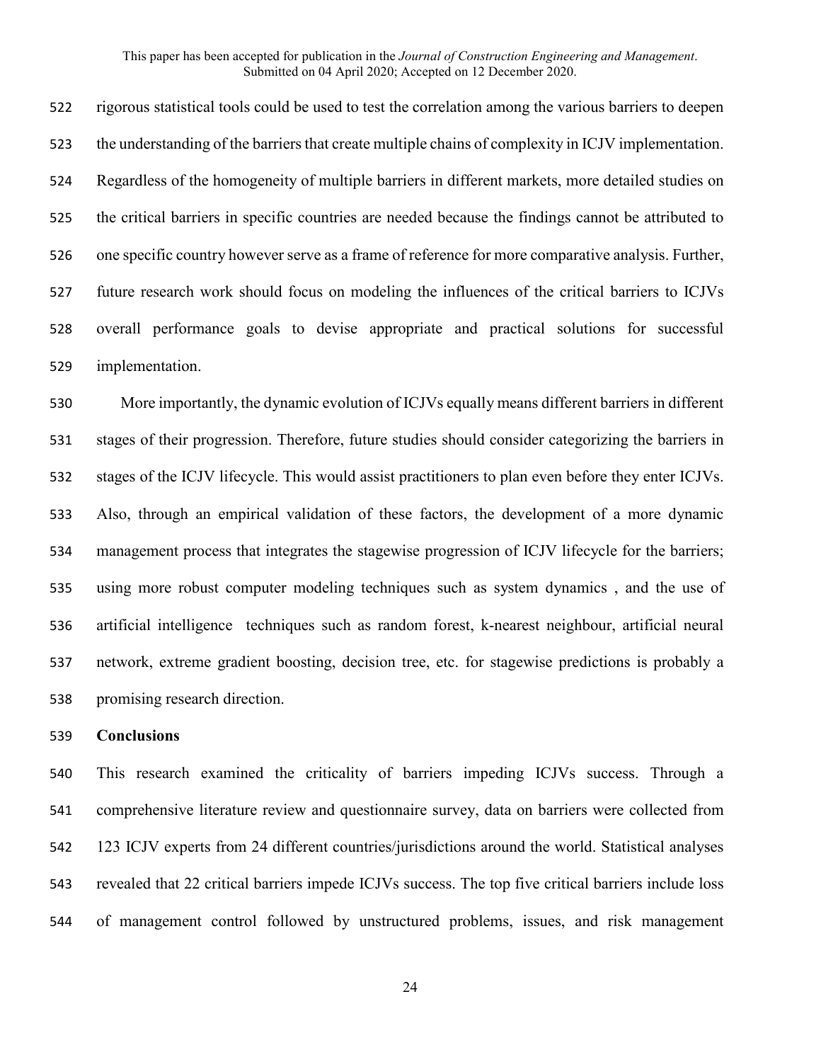rigorous statistical tools could be used to test the correlation among the various barriers to deepen the understanding of the barriers that create multiple chains of complexity in ICJV implementation. Regardless of the homogeneity of multiple barriers in different markets, more detailed studies on the critical barriers in specific countries are needed because the findings cannot be attributed to one specific country however serve as a frame of reference for more comparative analysis. Further, future research work should focus on modeling the influences of the critical barriers to ICJVs overall performance goals to devise appropriate and practical solutions for successful implementation.

More importantly, the dynamic evolution of ICJVs equally means different barriers in different stages of their progression. Therefore, future studies should consider categorizing the barriers in stages of the ICJV lifecycle. This would assist practitioners to plan even before they enter ICJVs. Also, through an empirical validation of these factors, the development of a more dynamic management process that integrates the stagewise progression of ICJV lifecycle for the barriers; using more robust computer modeling techniques such as system dynamics , and the use of artificial intelligence techniques such as random forest, k-nearest neighbour, artificial neural network, extreme gradient boosting, decision tree, etc. for stagewise predictions is probably a promising research direction.

## Conclusions

This research examined the criticality of barriers impeding ICJVs success. Through a comprehensive literature review and questionnaire survey, data on barriers were collected from 123 ICJV experts from 24 different countries/jurisdictions around the world. Statistical analyses revealed that 22 critical barriers impede ICJVs success. The top five critical barriers include loss of management control followed by unstructured problems, issues, and risk management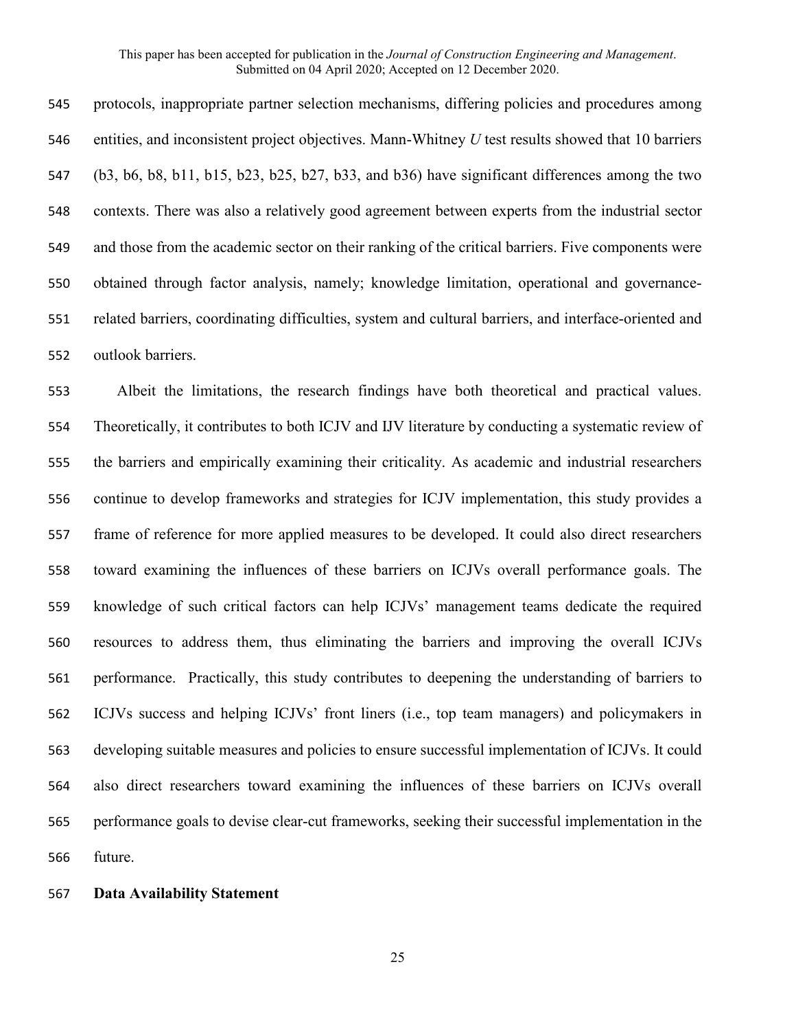protocols, inappropriate partner selection mechanisms, differing policies and procedures among entities, and inconsistent project objectives. Mann-Whitney *U* test results showed that 10 barriers (b3, b6, b8, b11, b15, b23, b25, b27, b33, and b36) have significant differences among the two contexts. There was also a relatively good agreement between experts from the industrial sector and those from the academic sector on their ranking of the critical barriers. Five components were obtained through factor analysis, namely; knowledge limitation, operational and governance-related barriers, coordinating difficulties, system and cultural barriers, and interface-oriented and outlook barriers.

Albeit the limitations, the research findings have both theoretical and practical values. Theoretically, it contributes to both ICJV and IJV literature by conducting a systematic review of the barriers and empirically examining their criticality. As academic and industrial researchers continue to develop frameworks and strategies for ICJV implementation, this study provides a frame of reference for more applied measures to be developed. It could also direct researchers toward examining the influences of these barriers on ICJVs overall performance goals. The knowledge of such critical factors can help ICJVs' management teams dedicate the required resources to address them, thus eliminating the barriers and improving the overall ICJVs performance. Practically, this study contributes to deepening the understanding of barriers to ICJVs success and helping ICJVs' front liners (i.e., top team managers) and policymakers in developing suitable measures and policies to ensure successful implementation of ICJVs. It could also direct researchers toward examining the influences of these barriers on ICJVs overall performance goals to devise clear-cut frameworks, seeking their successful implementation in the future.

**Data Availability Statement**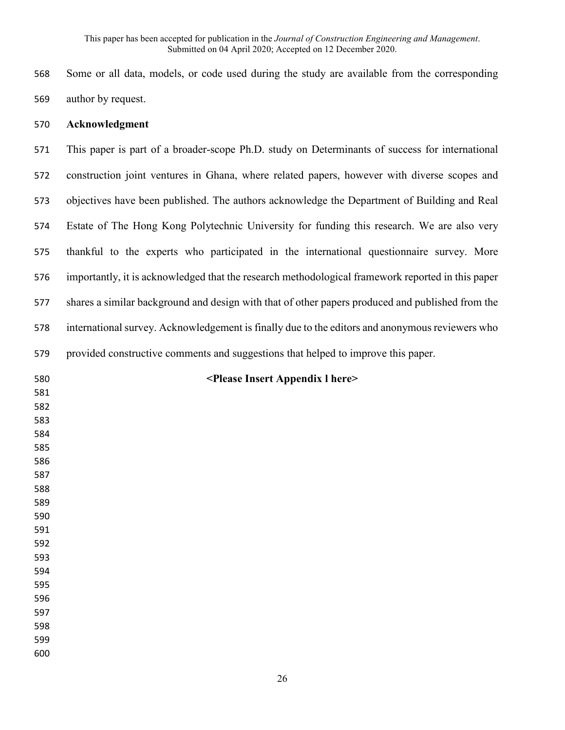Some or all data, models, or code used during the study are available from the corresponding author by request.

## Acknowledgment

This paper is part of a broader-scope Ph.D. study on Determinants of success for international construction joint ventures in Ghana, where related papers, however with diverse scopes and objectives have been published. The authors acknowledge the Department of Building and Real Estate of The Hong Kong Polytechnic University for funding this research. We are also very thankful to the experts who participated in the international questionnaire survey. More importantly, it is acknowledged that the research methodological framework reported in this paper shares a similar background and design with that of other papers produced and published from the international survey. Acknowledgement is finally due to the editors and anonymous reviewers who provided constructive comments and suggestions that helped to improve this paper.

**<Please Insert Appendix l here>**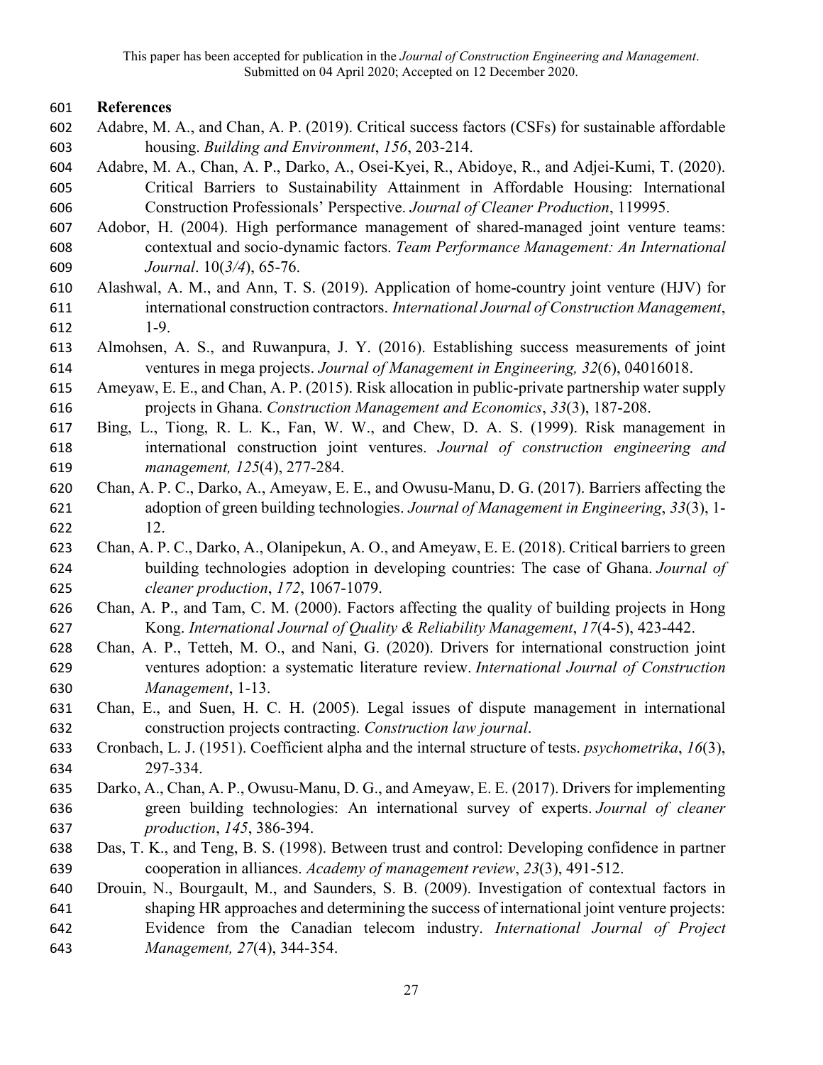## References

Adabre, M. A., and Chan, A. P. (2019). Critical success factors (CSFs) for sustainable affordable housing. *Building and Environment*, *156*, 203-214.

Adabre, M. A., Chan, A. P., Darko, A., Osei-Kyei, R., Abidoye, R., and Adjei-Kumi, T. (2020). Critical Barriers to Sustainability Attainment in Affordable Housing: International Construction Professionals' Perspective. *Journal of Cleaner Production*, 119995.

Adobor, H. (2004). High performance management of shared-managed joint venture teams: contextual and socio-dynamic factors. *Team Performance Management: An International Journal*. 10(*3/4*), 65-76.

Alashwal, A. M., and Ann, T. S. (2019). Application of home-country joint venture (HJV) for international construction contractors. *International Journal of Construction Management*, 1-9.

Almohsen, A. S., and Ruwanpura, J. Y. (2016). Establishing success measurements of joint ventures in mega projects. *Journal of Management in Engineering, 32*(6), 04016018.

Ameyaw, E. E., and Chan, A. P. (2015). Risk allocation in public-private partnership water supply projects in Ghana. *Construction Management and Economics*, *33*(3), 187-208.

Bing, L., Tiong, R. L. K., Fan, W. W., and Chew, D. A. S. (1999). Risk management in international construction joint ventures. *Journal of construction engineering and management, 125*(4), 277-284.

Chan, A. P. C., Darko, A., Ameyaw, E. E., and Owusu-Manu, D. G. (2017). Barriers affecting the adoption of green building technologies. *Journal of Management in Engineering*, *33*(3), 1-12.

Chan, A. P. C., Darko, A., Olanipekun, A. O., and Ameyaw, E. E. (2018). Critical barriers to green building technologies adoption in developing countries: The case of Ghana. *Journal of cleaner production*, *172*, 1067-1079.

Chan, A. P., and Tam, C. M. (2000). Factors affecting the quality of building projects in Hong Kong. *International Journal of Quality & Reliability Management*, *17*(4-5), 423-442.

Chan, A. P., Tetteh, M. O., and Nani, G. (2020). Drivers for international construction joint ventures adoption: a systematic literature review. *International Journal of Construction Management*, 1-13.

Chan, E., and Suen, H. C. H. (2005). Legal issues of dispute management in international construction projects contracting. *Construction law journal*.

Cronbach, L. J. (1951). Coefficient alpha and the internal structure of tests. *psychometrika*, *16*(3), 297-334.

Darko, A., Chan, A. P., Owusu-Manu, D. G., and Ameyaw, E. E. (2017). Drivers for implementing green building technologies: An international survey of experts. *Journal of cleaner production*, *145*, 386-394.

Das, T. K., and Teng, B. S. (1998). Between trust and control: Developing confidence in partner cooperation in alliances. *Academy of management review*, *23*(3), 491-512.

Drouin, N., Bourgault, M., and Saunders, S. B. (2009). Investigation of contextual factors in shaping HR approaches and determining the success of international joint venture projects: Evidence from the Canadian telecom industry. *International Journal of Project Management, 27*(4), 344-354.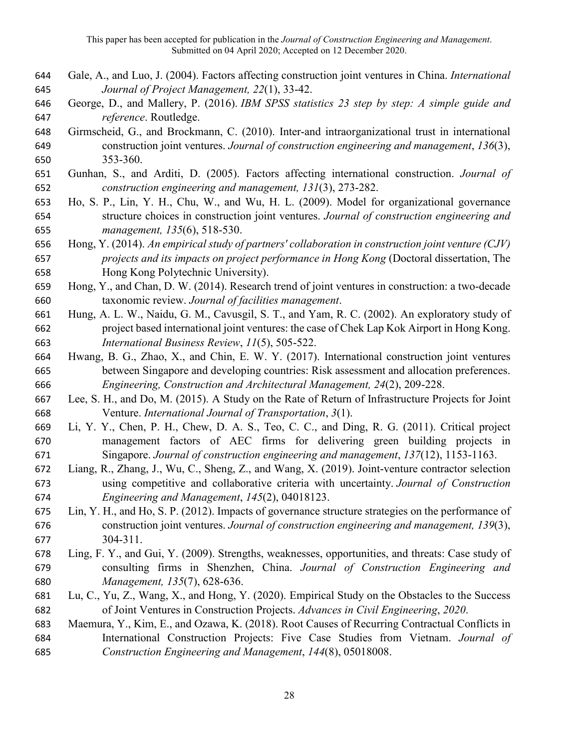Gale, A., and Luo, J. (2004). Factors affecting construction joint ventures in China. *International Journal of Project Management, 22*(1), 33-42.

George, D., and Mallery, P. (2016). *IBM SPSS statistics 23 step by step: A simple guide and reference*. Routledge.

Girmscheid, G., and Brockmann, C. (2010). Inter-and intraorganizational trust in international construction joint ventures. *Journal of construction engineering and management*, *136*(3), 353-360.

Gunhan, S., and Arditi, D. (2005). Factors affecting international construction. *Journal of construction engineering and management, 131*(3), 273-282.

Ho, S. P., Lin, Y. H., Chu, W., and Wu, H. L. (2009). Model for organizational governance structure choices in construction joint ventures. *Journal of construction engineering and management, 135*(6), 518-530.

Hong, Y. (2014). *An empirical study of partners' collaboration in construction joint venture (CJV) projects and its impacts on project performance in Hong Kong* (Doctoral dissertation, The Hong Kong Polytechnic University).

Hong, Y., and Chan, D. W. (2014). Research trend of joint ventures in construction: a two-decade taxonomic review. *Journal of facilities management*.

Hung, A. L. W., Naidu, G. M., Cavusgil, S. T., and Yam, R. C. (2002). An exploratory study of project based international joint ventures: the case of Chek Lap Kok Airport in Hong Kong. *International Business Review*, *11*(5), 505-522.

Hwang, B. G., Zhao, X., and Chin, E. W. Y. (2017). International construction joint ventures between Singapore and developing countries: Risk assessment and allocation preferences. *Engineering, Construction and Architectural Management, 24*(2), 209-228.

Lee, S. H., and Do, M. (2015). A Study on the Rate of Return of Infrastructure Projects for Joint Venture. *International Journal of Transportation*, *3*(1).

Li, Y. Y., Chen, P. H., Chew, D. A. S., Teo, C. C., and Ding, R. G. (2011). Critical project management factors of AEC firms for delivering green building projects in Singapore. *Journal of construction engineering and management*, *137*(12), 1153-1163.

Liang, R., Zhang, J., Wu, C., Sheng, Z., and Wang, X. (2019). Joint-venture contractor selection using competitive and collaborative criteria with uncertainty. *Journal of Construction Engineering and Management*, *145*(2), 04018123.

Lin, Y. H., and Ho, S. P. (2012). Impacts of governance structure strategies on the performance of construction joint ventures. *Journal of construction engineering and management, 139*(3), 304-311.

Ling, F. Y., and Gui, Y. (2009). Strengths, weaknesses, opportunities, and threats: Case study of consulting firms in Shenzhen, China. *Journal of Construction Engineering and Management, 135*(7), 628-636.

Lu, C., Yu, Z., Wang, X., and Hong, Y. (2020). Empirical Study on the Obstacles to the Success of Joint Ventures in Construction Projects. *Advances in Civil Engineering*, *2020*.

Maemura, Y., Kim, E., and Ozawa, K. (2018). Root Causes of Recurring Contractual Conflicts in International Construction Projects: Five Case Studies from Vietnam. *Journal of Construction Engineering and Management*, *144*(8), 05018008.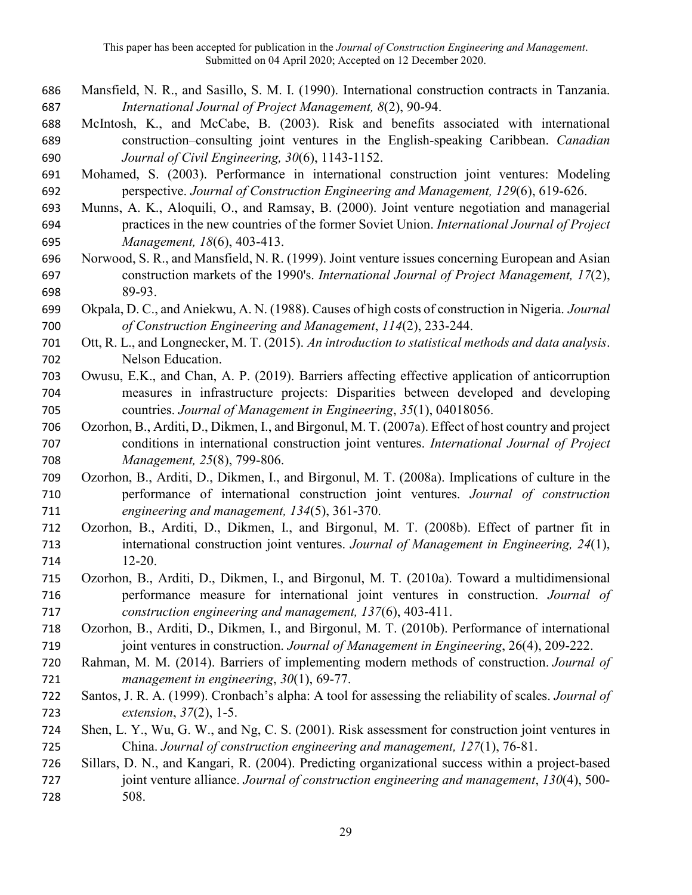Mansfield, N. R., and Sasillo, S. M. I. (1990). International construction contracts in Tanzania. *International Journal of Project Management, 8*(2), 90-94.

McIntosh, K., and McCabe, B. (2003). Risk and benefits associated with international construction–consulting joint ventures in the English-speaking Caribbean. *Canadian Journal of Civil Engineering, 30*(6), 1143-1152.

Mohamed, S. (2003). Performance in international construction joint ventures: Modeling perspective. *Journal of Construction Engineering and Management, 129*(6), 619-626.

Munns, A. K., Aloquili, O., and Ramsay, B. (2000). Joint venture negotiation and managerial practices in the new countries of the former Soviet Union. *International Journal of Project Management, 18*(6), 403-413.

Norwood, S. R., and Mansfield, N. R. (1999). Joint venture issues concerning European and Asian construction markets of the 1990's. *International Journal of Project Management, 17*(2), 89-93.

Okpala, D. C., and Aniekwu, A. N. (1988). Causes of high costs of construction in Nigeria. *Journal of Construction Engineering and Management*, *114*(2), 233-244.

Ott, R. L., and Longnecker, M. T. (2015). *An introduction to statistical methods and data analysis*. Nelson Education.

Owusu, E.K., and Chan, A. P. (2019). Barriers affecting effective application of anticorruption measures in infrastructure projects: Disparities between developed and developing countries. *Journal of Management in Engineering*, *35*(1), 04018056.

Ozorhon, B., Arditi, D., Dikmen, I., and Birgonul, M. T. (2007a). Effect of host country and project conditions in international construction joint ventures. *International Journal of Project Management, 25*(8), 799-806.

Ozorhon, B., Arditi, D., Dikmen, I., and Birgonul, M. T. (2008a). Implications of culture in the performance of international construction joint ventures. *Journal of construction engineering and management, 134*(5), 361-370.

Ozorhon, B., Arditi, D., Dikmen, I., and Birgonul, M. T. (2008b). Effect of partner fit in international construction joint ventures. *Journal of Management in Engineering, 24*(1), 12-20.

Ozorhon, B., Arditi, D., Dikmen, I., and Birgonul, M. T. (2010a). Toward a multidimensional performance measure for international joint ventures in construction. *Journal of construction engineering and management, 137*(6), 403-411.

Ozorhon, B., Arditi, D., Dikmen, I., and Birgonul, M. T. (2010b). Performance of international joint ventures in construction. *Journal of Management in Engineering*, 26(4), 209-222.

Rahman, M. M. (2014). Barriers of implementing modern methods of construction. *Journal of management in engineering*, *30*(1), 69-77.

Santos, J. R. A. (1999). Cronbach's alpha: A tool for assessing the reliability of scales. *Journal of extension*, *37*(2), 1-5.

Shen, L. Y., Wu, G. W., and Ng, C. S. (2001). Risk assessment for construction joint ventures in China. *Journal of construction engineering and management, 127*(1), 76-81.

Sillars, D. N., and Kangari, R. (2004). Predicting organizational success within a project-based joint venture alliance. *Journal of construction engineering and management*, *130*(4), 500-508.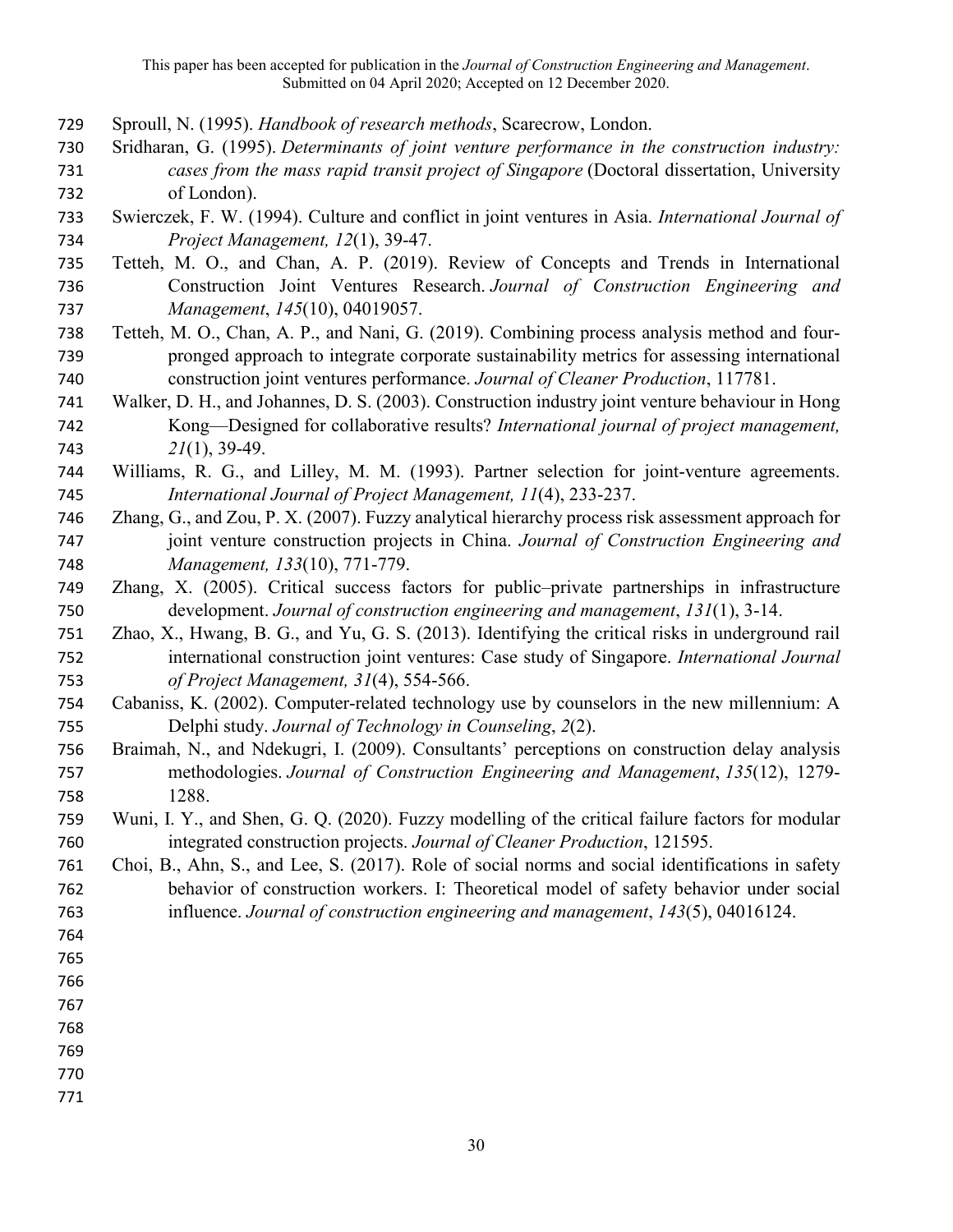Sproull, N. (1995). *Handbook of research methods*, Scarecrow, London.

Sridharan, G. (1995). *Determinants of joint venture performance in the construction industry: cases from the mass rapid transit project of Singapore* (Doctoral dissertation, University of London).

Swierczek, F. W. (1994). Culture and conflict in joint ventures in Asia. *International Journal of Project Management, 12*(1), 39-47.

Tetteh, M. O., and Chan, A. P. (2019). Review of Concepts and Trends in International Construction Joint Ventures Research. *Journal of Construction Engineering and Management*, *145*(10), 04019057.

Tetteh, M. O., Chan, A. P., and Nani, G. (2019). Combining process analysis method and four-pronged approach to integrate corporate sustainability metrics for assessing international construction joint ventures performance. *Journal of Cleaner Production*, 117781.

Walker, D. H., and Johannes, D. S. (2003). Construction industry joint venture behaviour in Hong Kong—Designed for collaborative results? *International journal of project management, 21*(1), 39-49.

Williams, R. G., and Lilley, M. M. (1993). Partner selection for joint-venture agreements. *International Journal of Project Management, 11*(4), 233-237.

Zhang, G., and Zou, P. X. (2007). Fuzzy analytical hierarchy process risk assessment approach for joint venture construction projects in China. *Journal of Construction Engineering and Management, 133*(10), 771-779.

Zhang, X. (2005). Critical success factors for public–private partnerships in infrastructure development. *Journal of construction engineering and management*, *131*(1), 3-14.

Zhao, X., Hwang, B. G., and Yu, G. S. (2013). Identifying the critical risks in underground rail international construction joint ventures: Case study of Singapore. *International Journal of Project Management, 31*(4), 554-566.

Cabaniss, K. (2002). Computer-related technology use by counselors in the new millennium: A Delphi study. *Journal of Technology in Counseling*, *2*(2).

Braimah, N., and Ndekugri, I. (2009). Consultants' perceptions on construction delay analysis methodologies. *Journal of Construction Engineering and Management*, *135*(12), 1279-1288.

Wuni, I. Y., and Shen, G. Q. (2020). Fuzzy modelling of the critical failure factors for modular integrated construction projects. *Journal of Cleaner Production*, 121595.

Choi, B., Ahn, S., and Lee, S. (2017). Role of social norms and social identifications in safety behavior of construction workers. I: Theoretical model of safety behavior under social influence. *Journal of construction engineering and management*, *143*(5), 04016124.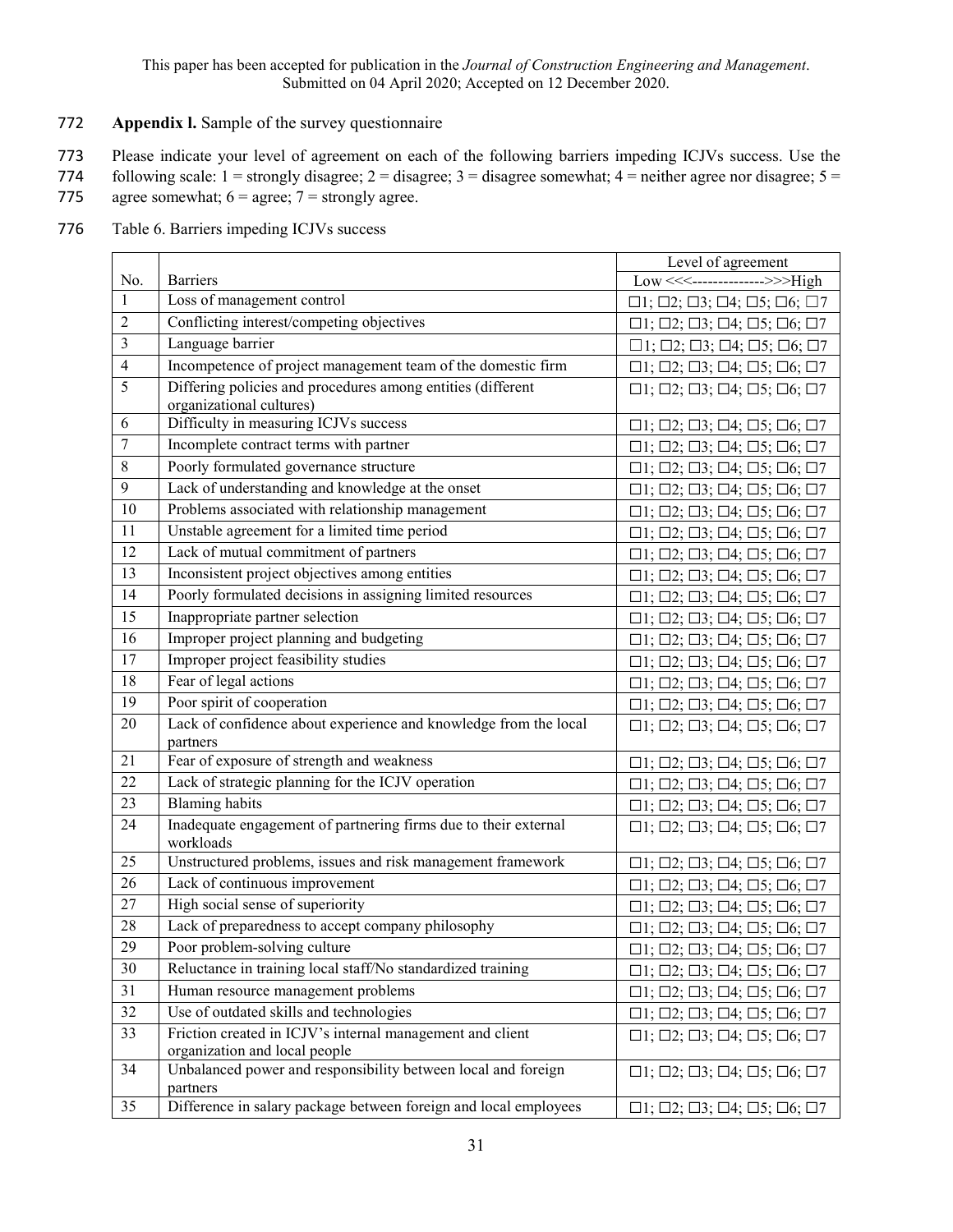This paper has been accepted for publication in the *Journal of Construction Engineering and Management*. Submitted on 04 April 2020; Accepted on 12 December 2020.

**Appendix l.** Sample of the survey questionnaire

Please indicate your level of agreement on each of the following barriers impeding ICJVs success. Use the following scale: 1 = strongly disagree; 2 = disagree; 3 = disagree somewhat; 4 = neither agree nor disagree; 5 = agree somewhat; 6 = agree; 7 = strongly agree.

Table 6. Barriers impeding ICJVs success

| No. | Barriers | Level of agreement<br>Low <<<-------------->>>High |
|---|---|---|
| 1 | Loss of management control | ☐1; ☐2; ☐3; ☐4; ☐5; ☐6; ☐7 |
| 2 | Conflicting interest/competing objectives | ☐1; ☐2; ☐3; ☐4; ☐5; ☐6; ☐7 |
| 3 | Language barrier | ☐1; ☐2; ☐3; ☐4; ☐5; ☐6; ☐7 |
| 4 | Incompetence of project management team of the domestic firm | ☐1; ☐2; ☐3; ☐4; ☐5; ☐6; ☐7 |
| 5 | Differing policies and procedures among entities (different organizational cultures) | ☐1; ☐2; ☐3; ☐4; ☐5; ☐6; ☐7 |
| 6 | Difficulty in measuring ICJVs success | ☐1; ☐2; ☐3; ☐4; ☐5; ☐6; ☐7 |
| 7 | Incomplete contract terms with partner | ☐1; ☐2; ☐3; ☐4; ☐5; ☐6; ☐7 |
| 8 | Poorly formulated governance structure | ☐1; ☐2; ☐3; ☐4; ☐5; ☐6; ☐7 |
| 9 | Lack of understanding and knowledge at the onset | ☐1; ☐2; ☐3; ☐4; ☐5; ☐6; ☐7 |
| 10 | Problems associated with relationship management | ☐1; ☐2; ☐3; ☐4; ☐5; ☐6; ☐7 |
| 11 | Unstable agreement for a limited time period | ☐1; ☐2; ☐3; ☐4; ☐5; ☐6; ☐7 |
| 12 | Lack of mutual commitment of partners | ☐1; ☐2; ☐3; ☐4; ☐5; ☐6; ☐7 |
| 13 | Inconsistent project objectives among entities | ☐1; ☐2; ☐3; ☐4; ☐5; ☐6; ☐7 |
| 14 | Poorly formulated decisions in assigning limited resources | ☐1; ☐2; ☐3; ☐4; ☐5; ☐6; ☐7 |
| 15 | Inappropriate partner selection | ☐1; ☐2; ☐3; ☐4; ☐5; ☐6; ☐7 |
| 16 | Improper project planning and budgeting | ☐1; ☐2; ☐3; ☐4; ☐5; ☐6; ☐7 |
| 17 | Improper project feasibility studies | ☐1; ☐2; ☐3; ☐4; ☐5; ☐6; ☐7 |
| 18 | Fear of legal actions | ☐1; ☐2; ☐3; ☐4; ☐5; ☐6; ☐7 |
| 19 | Poor spirit of cooperation | ☐1; ☐2; ☐3; ☐4; ☐5; ☐6; ☐7 |
| 20 | Lack of confidence about experience and knowledge from the local partners | ☐1; ☐2; ☐3; ☐4; ☐5; ☐6; ☐7 |
| 21 | Fear of exposure of strength and weakness | ☐1; ☐2; ☐3; ☐4; ☐5; ☐6; ☐7 |
| 22 | Lack of strategic planning for the ICJV operation | ☐1; ☐2; ☐3; ☐4; ☐5; ☐6; ☐7 |
| 23 | Blaming habits | ☐1; ☐2; ☐3; ☐4; ☐5; ☐6; ☐7 |
| 24 | Inadequate engagement of partnering firms due to their external workloads | ☐1; ☐2; ☐3; ☐4; ☐5; ☐6; ☐7 |
| 25 | Unstructured problems, issues and risk management framework | ☐1; ☐2; ☐3; ☐4; ☐5; ☐6; ☐7 |
| 26 | Lack of continuous improvement | ☐1; ☐2; ☐3; ☐4; ☐5; ☐6; ☐7 |
| 27 | High social sense of superiority | ☐1; ☐2; ☐3; ☐4; ☐5; ☐6; ☐7 |
| 28 | Lack of preparedness to accept company philosophy | ☐1; ☐2; ☐3; ☐4; ☐5; ☐6; ☐7 |
| 29 | Poor problem-solving culture | ☐1; ☐2; ☐3; ☐4; ☐5; ☐6; ☐7 |
| 30 | Reluctance in training local staff/No standardized training | ☐1; ☐2; ☐3; ☐4; ☐5; ☐6; ☐7 |
| 31 | Human resource management problems | ☐1; ☐2; ☐3; ☐4; ☐5; ☐6; ☐7 |
| 32 | Use of outdated skills and technologies | ☐1; ☐2; ☐3; ☐4; ☐5; ☐6; ☐7 |
| 33 | Friction created in ICJV's internal management and client organization and local people | ☐1; ☐2; ☐3; ☐4; ☐5; ☐6; ☐7 |
| 34 | Unbalanced power and responsibility between local and foreign partners | ☐1; ☐2; ☐3; ☐4; ☐5; ☐6; ☐7 |
| 35 | Difference in salary package between foreign and local employees | ☐1; ☐2; ☐3; ☐4; ☐5; ☐6; ☐7 |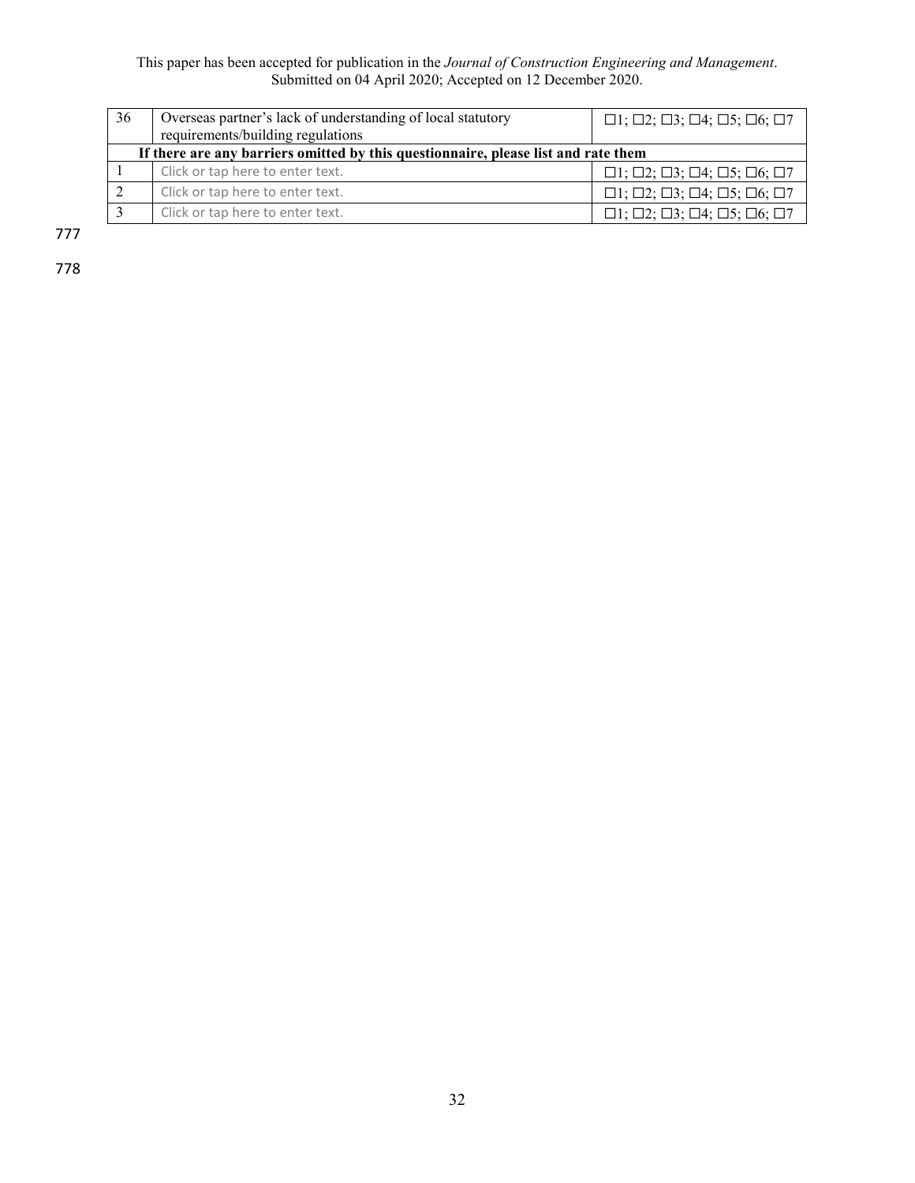| 36 | Overseas partner's lack of understanding of local statutory requirements/building regulations | ☐1; ☐2; ☐3; ☐4; ☐5; ☐6; ☐7 |
|---|---|---|
| **If there are any barriers omitted by this questionnaire, please list and rate them** | | |
| 1 | Click or tap here to enter text. | ☐1; ☐2; ☐3; ☐4; ☐5; ☐6; ☐7 |
| 2 | Click or tap here to enter text. | ☐1; ☐2; ☐3; ☐4; ☐5; ☐6; ☐7 |
| 3 | Click or tap here to enter text. | ☐1; ☐2; ☐3; ☐4; ☐5; ☐6; ☐7 |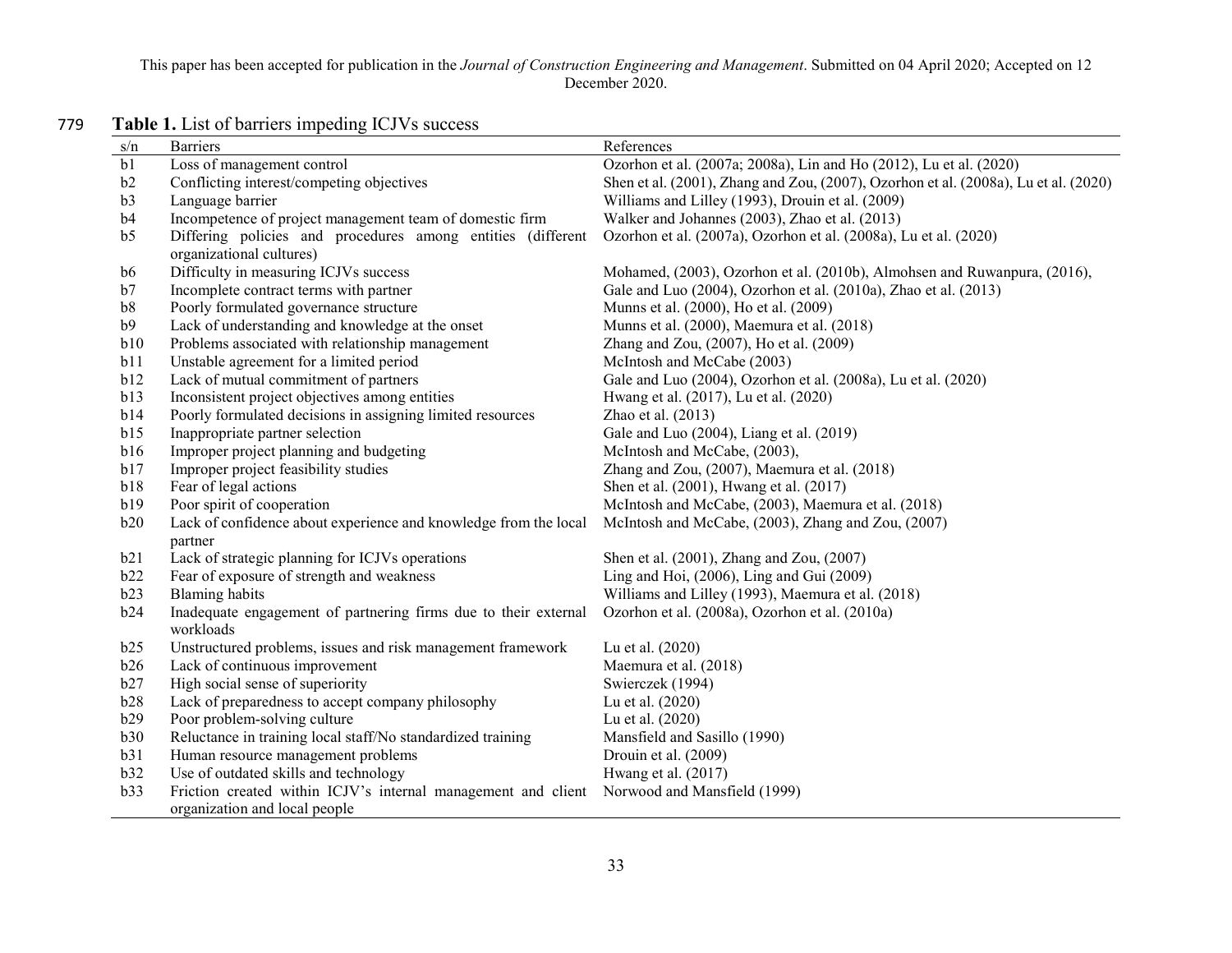**Table 1.** List of barriers impeding ICJVs success

| s/n | Barriers | References |
|---|---|---|
| b1 | Loss of management control | Ozorhon et al. (2007a; 2008a), Lin and Ho (2012), Lu et al. (2020) |
| b2 | Conflicting interest/competing objectives | Shen et al. (2001), Zhang and Zou, (2007), Ozorhon et al. (2008a), Lu et al. (2020) |
| b3 | Language barrier | Williams and Lilley (1993), Drouin et al. (2009) |
| b4 | Incompetence of project management team of domestic firm | Walker and Johannes (2003), Zhao et al. (2013) |
| b5 | Differing policies and procedures among entities (different organizational cultures) | Ozorhon et al. (2007a), Ozorhon et al. (2008a), Lu et al. (2020) |
| b6 | Difficulty in measuring ICJVs success | Mohamed, (2003), Ozorhon et al. (2010b), Almohsen and Ruwanpura, (2016), |
| b7 | Incomplete contract terms with partner | Gale and Luo (2004), Ozorhon et al. (2010a), Zhao et al. (2013) |
| b8 | Poorly formulated governance structure | Munns et al. (2000), Ho et al. (2009) |
| b9 | Lack of understanding and knowledge at the onset | Munns et al. (2000), Maemura et al. (2018) |
| b10 | Problems associated with relationship management | Zhang and Zou, (2007), Ho et al. (2009) |
| b11 | Unstable agreement for a limited period | McIntosh and McCabe (2003) |
| b12 | Lack of mutual commitment of partners | Gale and Luo (2004), Ozorhon et al. (2008a), Lu et al. (2020) |
| b13 | Inconsistent project objectives among entities | Hwang et al. (2017), Lu et al. (2020) |
| b14 | Poorly formulated decisions in assigning limited resources | Zhao et al. (2013) |
| b15 | Inappropriate partner selection | Gale and Luo (2004), Liang et al. (2019) |
| b16 | Improper project planning and budgeting | McIntosh and McCabe, (2003), |
| b17 | Improper project feasibility studies | Zhang and Zou, (2007), Maemura et al. (2018) |
| b18 | Fear of legal actions | Shen et al. (2001), Hwang et al. (2017) |
| b19 | Poor spirit of cooperation | McIntosh and McCabe, (2003), Maemura et al. (2018) |
| b20 | Lack of confidence about experience and knowledge from the local partner | McIntosh and McCabe, (2003), Zhang and Zou, (2007) |
| b21 | Lack of strategic planning for ICJVs operations | Shen et al. (2001), Zhang and Zou, (2007) |
| b22 | Fear of exposure of strength and weakness | Ling and Hoi, (2006), Ling and Gui (2009) |
| b23 | Blaming habits | Williams and Lilley (1993), Maemura et al. (2018) |
| b24 | Inadequate engagement of partnering firms due to their external workloads | Ozorhon et al. (2008a), Ozorhon et al. (2010a) |
| b25 | Unstructured problems, issues and risk management framework | Lu et al. (2020) |
| b26 | Lack of continuous improvement | Maemura et al. (2018) |
| b27 | High social sense of superiority | Swierczek (1994) |
| b28 | Lack of preparedness to accept company philosophy | Lu et al. (2020) |
| b29 | Poor problem-solving culture | Lu et al. (2020) |
| b30 | Reluctance in training local staff/No standardized training | Mansfield and Sasillo (1990) |
| b31 | Human resource management problems | Drouin et al. (2009) |
| b32 | Use of outdated skills and technology | Hwang et al. (2017) |
| b33 | Friction created within ICJV's internal management and client organization and local people | Norwood and Mansfield (1999) |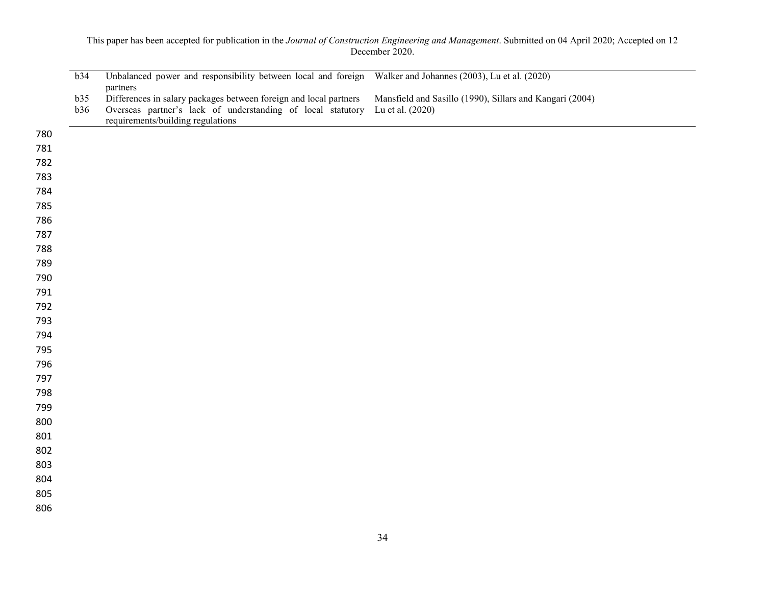| | | |
|---|---|---|
| b34 | Unbalanced power and responsibility between local and foreign partners | Walker and Johannes (2003), Lu et al. (2020) |
| b35 | Differences in salary packages between foreign and local partners | Mansfield and Sasillo (1990), Sillars and Kangari (2004) |
| b36 | Overseas partner's lack of understanding of local statutory requirements/building regulations | Lu et al. (2020) |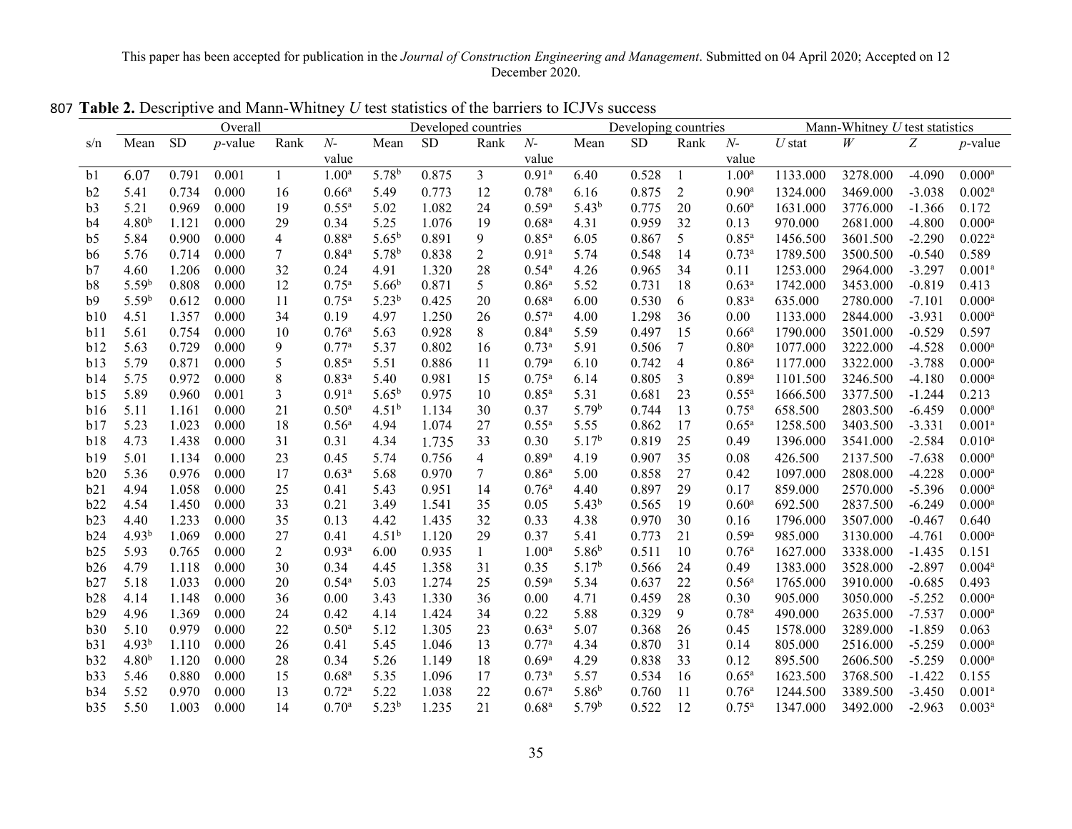This paper has been accepted for publication in the *Journal of Construction Engineering and Management*. Submitted on 04 April 2020; Accepted on 12 December 2020.

807 **Table 2.** Descriptive and Mann-Whitney *U* test statistics of the barriers to ICJVs success

| | Overall | | | | | Developed countries | | | | Developing countries | | | | Mann-Whitney *U* test statistics | | | |
|---|---|---|---|---|---|---|---|---|---|---|---|---|---|---|---|---|---|
| s/n | Mean | SD | *p*-value | Rank | *N*-value | Mean | SD | Rank | *N*-value | Mean | SD | Rank | *N*-value | *U* stat | *W* | *Z* | *p*-value |
| b1 | 6.07 | 0.791 | 0.001 | 1 | 1.00[a] | 5.78[b] | 0.875 | 3 | 0.91[a] | 6.40 | 0.528 | 1 | 1.00[a] | 1133.000 | 3278.000 | -4.090 | 0.000[a] |
| b2 | 5.41 | 0.734 | 0.000 | 16 | 0.66[a] | 5.49 | 0.773 | 12 | 0.78[a] | 6.16 | 0.875 | 2 | 0.90[a] | 1324.000 | 3469.000 | -3.038 | 0.002[a] |
| b3 | 5.21 | 0.969 | 0.000 | 19 | 0.55[a] | 5.02 | 1.082 | 24 | 0.59[a] | 5.43[b] | 0.775 | 20 | 0.60[a] | 1631.000 | 3776.000 | -1.366 | 0.172 |
| b4 | 4.80[b] | 1.121 | 0.000 | 29 | 0.34 | 5.25 | 1.076 | 19 | 0.68[a] | 4.31 | 0.959 | 32 | 0.13 | 970.000 | 2681.000 | -4.800 | 0.000[a] |
| b5 | 5.84 | 0.900 | 0.000 | 4 | 0.88[a] | 5.65[b] | 0.891 | 9 | 0.85[a] | 6.05 | 0.867 | 5 | 0.85[a] | 1456.500 | 3601.500 | -2.290 | 0.022[a] |
| b6 | 5.76 | 0.714 | 0.000 | 7 | 0.84[a] | 5.78[b] | 0.838 | 2 | 0.91[a] | 5.74 | 0.548 | 14 | 0.73[a] | 1789.500 | 3500.500 | -0.540 | 0.589 |
| b7 | 4.60 | 1.206 | 0.000 | 32 | 0.24 | 4.91 | 1.320 | 28 | 0.54[a] | 4.26 | 0.965 | 34 | 0.11 | 1253.000 | 2964.000 | -3.297 | 0.001[a] |
| b8 | 5.59[b] | 0.808 | 0.000 | 12 | 0.75[a] | 5.66[b] | 0.871 | 5 | 0.86[a] | 5.52 | 0.731 | 18 | 0.63[a] | 1742.000 | 3453.000 | -0.819 | 0.413 |
| b9 | 5.59[b] | 0.612 | 0.000 | 11 | 0.75[a] | 5.23[b] | 0.425 | 20 | 0.68[a] | 6.00 | 0.530 | 6 | 0.83[a] | 635.000 | 2780.000 | -7.101 | 0.000[a] |
| b10 | 4.51 | 1.357 | 0.000 | 34 | 0.19 | 4.97 | 1.250 | 26 | 0.57[a] | 4.00 | 1.298 | 36 | 0.00 | 1133.000 | 2844.000 | -3.931 | 0.000[a] |
| b11 | 5.61 | 0.754 | 0.000 | 10 | 0.76[a] | 5.63 | 0.928 | 8 | 0.84[a] | 5.59 | 0.497 | 15 | 0.66[a] | 1790.000 | 3501.000 | -0.529 | 0.597 |
| b12 | 5.63 | 0.729 | 0.000 | 9 | 0.77[a] | 5.37 | 0.802 | 16 | 0.73[a] | 5.91 | 0.506 | 7 | 0.80[a] | 1077.000 | 3222.000 | -4.528 | 0.000[a] |
| b13 | 5.79 | 0.871 | 0.000 | 5 | 0.85[a] | 5.51 | 0.886 | 11 | 0.79[a] | 6.10 | 0.742 | 4 | 0.86[a] | 1177.000 | 3322.000 | -3.788 | 0.000[a] |
| b14 | 5.75 | 0.972 | 0.000 | 8 | 0.83[a] | 5.40 | 0.981 | 15 | 0.75[a] | 6.14 | 0.805 | 3 | 0.89[a] | 1101.500 | 3246.500 | -4.180 | 0.000[a] |
| b15 | 5.89 | 0.960 | 0.001 | 3 | 0.91[a] | 5.65[b] | 0.975 | 10 | 0.85[a] | 5.31 | 0.681 | 23 | 0.55[a] | 1666.500 | 3377.500 | -1.244 | 0.213 |
| b16 | 5.11 | 1.161 | 0.000 | 21 | 0.50[a] | 4.51[b] | 1.134 | 30 | 0.37 | 5.79[b] | 0.744 | 13 | 0.75[a] | 658.500 | 2803.500 | -6.459 | 0.000[a] |
| b17 | 5.23 | 1.023 | 0.000 | 18 | 0.56[a] | 4.94 | 1.074 | 27 | 0.55[a] | 5.55 | 0.862 | 17 | 0.65[a] | 1258.500 | 3403.500 | -3.331 | 0.001[a] |
| b18 | 4.73 | 1.438 | 0.000 | 31 | 0.31 | 4.34 | 1.735 | 33 | 0.30 | 5.17[b] | 0.819 | 25 | 0.49 | 1396.000 | 3541.000 | -2.584 | 0.010[a] |
| b19 | 5.01 | 1.134 | 0.000 | 23 | 0.45 | 5.74 | 0.756 | 4 | 0.89[a] | 4.19 | 0.907 | 35 | 0.08 | 426.500 | 2137.500 | -7.638 | 0.000[a] |
| b20 | 5.36 | 0.976 | 0.000 | 17 | 0.63[a] | 5.68 | 0.970 | 7 | 0.86[a] | 5.00 | 0.858 | 27 | 0.42 | 1097.000 | 2808.000 | -4.228 | 0.000[a] |
| b21 | 4.94 | 1.058 | 0.000 | 25 | 0.41 | 5.43 | 0.951 | 14 | 0.76[a] | 4.40 | 0.897 | 29 | 0.17 | 859.000 | 2570.000 | -5.396 | 0.000[a] |
| b22 | 4.54 | 1.450 | 0.000 | 33 | 0.21 | 3.49 | 1.541 | 35 | 0.05 | 5.43[b] | 0.565 | 19 | 0.60[a] | 692.500 | 2837.500 | -6.249 | 0.000[a] |
| b23 | 4.40 | 1.233 | 0.000 | 35 | 0.13 | 4.42 | 1.435 | 32 | 0.33 | 4.38 | 0.970 | 30 | 0.16 | 1796.000 | 3507.000 | -0.467 | 0.640 |
| b24 | 4.93[b] | 1.069 | 0.000 | 27 | 0.41 | 4.51[b] | 1.120 | 29 | 0.37 | 5.41 | 0.773 | 21 | 0.59[a] | 985.000 | 3130.000 | -4.761 | 0.000[a] |
| b25 | 5.93 | 0.765 | 0.000 | 2 | 0.93[a] | 6.00 | 0.935 | 1 | 1.00[a] | 5.86[b] | 0.511 | 10 | 0.76[a] | 1627.000 | 3338.000 | -1.435 | 0.151 |
| b26 | 4.79 | 1.118 | 0.000 | 30 | 0.34 | 4.45 | 1.358 | 31 | 0.35 | 5.17[b] | 0.566 | 24 | 0.49 | 1383.000 | 3528.000 | -2.897 | 0.004[a] |
| b27 | 5.18 | 1.033 | 0.000 | 20 | 0.54[a] | 5.03 | 1.274 | 25 | 0.59[a] | 5.34 | 0.637 | 22 | 0.56[a] | 1765.000 | 3910.000 | -0.685 | 0.493 |
| b28 | 4.14 | 1.148 | 0.000 | 36 | 0.00 | 3.43 | 1.330 | 36 | 0.00 | 4.71 | 0.459 | 28 | 0.30 | 905.000 | 3050.000 | -5.252 | 0.000[a] |
| b29 | 4.96 | 1.369 | 0.000 | 24 | 0.42 | 4.14 | 1.424 | 34 | 0.22 | 5.88 | 0.329 | 9 | 0.78[a] | 490.000 | 2635.000 | -7.537 | 0.000[a] |
| b30 | 5.10 | 0.979 | 0.000 | 22 | 0.50[a] | 5.12 | 1.305 | 23 | 0.63[a] | 5.07 | 0.368 | 26 | 0.45 | 1578.000 | 3289.000 | -1.859 | 0.063 |
| b31 | 4.93[b] | 1.110 | 0.000 | 26 | 0.41 | 5.45 | 1.046 | 13 | 0.77[a] | 4.34 | 0.870 | 31 | 0.14 | 805.000 | 2516.000 | -5.259 | 0.000[a] |
| b32 | 4.80[b] | 1.120 | 0.000 | 28 | 0.34 | 5.26 | 1.149 | 18 | 0.69[a] | 4.29 | 0.838 | 33 | 0.12 | 895.500 | 2606.500 | -5.259 | 0.000[a] |
| b33 | 5.46 | 0.880 | 0.000 | 15 | 0.68[a] | 5.35 | 1.096 | 17 | 0.73[a] | 5.57 | 0.534 | 16 | 0.65[a] | 1623.500 | 3768.500 | -1.422 | 0.155 |
| b34 | 5.52 | 0.970 | 0.000 | 13 | 0.72[a] | 5.22 | 1.038 | 22 | 0.67[a] | 5.86[b] | 0.760 | 11 | 0.76[a] | 1244.500 | 3389.500 | -3.450 | 0.001[a] |
| b35 | 5.50 | 1.003 | 0.000 | 14 | 0.70[a] | 5.23[b] | 1.235 | 21 | 0.68[a] | 5.79[b] | 0.522 | 12 | 0.75[a] | 1347.000 | 3492.000 | -2.963 | 0.003[a] |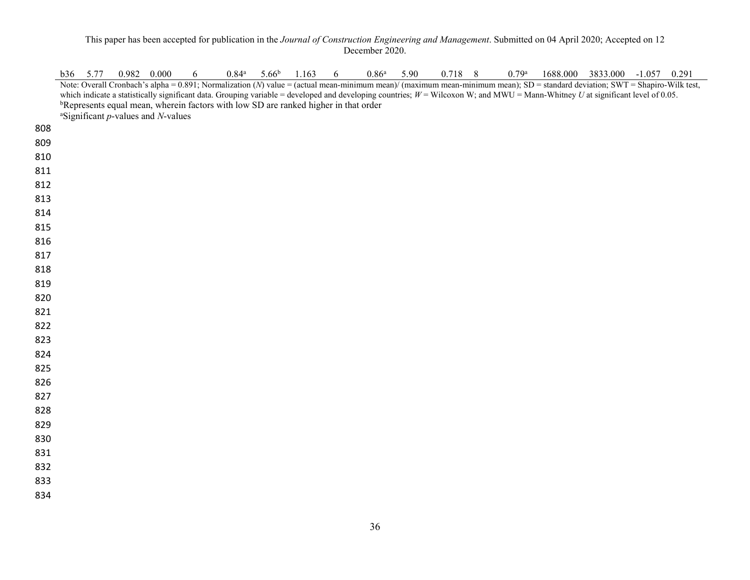| b36 | 5.77 | 0.982 | 0.000 | 6 | 0.84[a] | 5.66[b] | 1.163 | 6 | 0.86[a] | 5.90 | 0.718 | 8 | 0.79[a] | 1688.000 | 3833.000 | -1.057 | 0.291 |
|---|---|---|---|---|---|---|---|---|---|---|---|---|---|---|---|---|---|

Note: Overall Cronbach's alpha = 0.891; Normalization (*N*) value = (actual mean-minimum mean)/ (maximum mean-minimum mean); SD = standard deviation; SWT = Shapiro-Wilk test, which indicate a statistically significant data. Grouping variable = developed and developing countries; *W* = Wilcoxon W; and MWU = Mann-Whitney *U* at significant level of 0.05.

[b]Represents equal mean, wherein factors with low SD are ranked higher in that order

[a]Significant *p*-values and *N*-values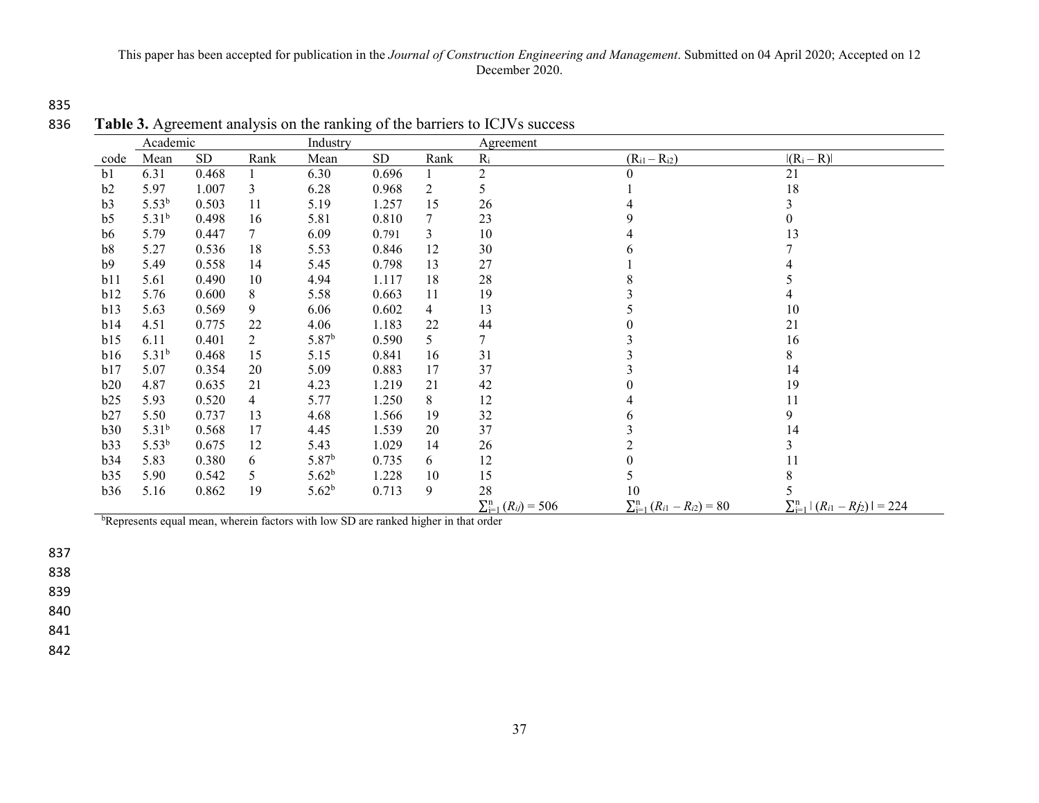**Table 3.** Agreement analysis on the ranking of the barriers to ICJVs success

| | Academic | | | Industry | | | Agreement | | |
|---|---|---|---|---|---|---|---|---|---|
| code | Mean | SD | Rank | Mean | SD | Rank | $R_i$ | $(R_{i1} - R_{i2})$ | $\lvert(R_i - R)\rvert$ |
| b1 | 6.31 | 0.468 | 1 | 6.30 | 0.696 | 1 | 2 | 0 | 21 |
| b2 | 5.97 | 1.007 | 3 | 6.28 | 0.968 | 2 | 5 | 1 | 18 |
| b3 | 5.53[b] | 0.503 | 11 | 5.19 | 1.257 | 15 | 26 | 4 | 3 |
| b5 | 5.31[b] | 0.498 | 16 | 5.81 | 0.810 | 7 | 23 | 9 | 0 |
| b6 | 5.79 | 0.447 | 7 | 6.09 | 0.791 | 3 | 10 | 4 | 13 |
| b8 | 5.27 | 0.536 | 18 | 5.53 | 0.846 | 12 | 30 | 6 | 7 |
| b9 | 5.49 | 0.558 | 14 | 5.45 | 0.798 | 13 | 27 | 1 | 4 |
| b11 | 5.61 | 0.490 | 10 | 4.94 | 1.117 | 18 | 28 | 8 | 5 |
| b12 | 5.76 | 0.600 | 8 | 5.58 | 0.663 | 11 | 19 | 3 | 4 |
| b13 | 5.63 | 0.569 | 9 | 6.06 | 0.602 | 4 | 13 | 5 | 10 |
| b14 | 4.51 | 0.775 | 22 | 4.06 | 1.183 | 22 | 44 | 0 | 21 |
| b15 | 6.11 | 0.401 | 2 | 5.87[b] | 0.590 | 5 | 7 | 3 | 16 |
| b16 | 5.31[b] | 0.468 | 15 | 5.15 | 0.841 | 16 | 31 | 3 | 8 |
| b17 | 5.07 | 0.354 | 20 | 5.09 | 0.883 | 17 | 37 | 3 | 14 |
| b20 | 4.87 | 0.635 | 21 | 4.23 | 1.219 | 21 | 42 | 0 | 19 |
| b25 | 5.93 | 0.520 | 4 | 5.77 | 1.250 | 8 | 12 | 4 | 11 |
| b27 | 5.50 | 0.737 | 13 | 4.68 | 1.566 | 19 | 32 | 6 | 9 |
| b30 | 5.31[b] | 0.568 | 17 | 4.45 | 1.539 | 20 | 37 | 3 | 14 |
| b33 | 5.53[b] | 0.675 | 12 | 5.43 | 1.029 | 14 | 26 | 2 | 3 |
| b34 | 5.83 | 0.380 | 6 | 5.87[b] | 0.735 | 6 | 12 | 0 | 11 |
| b35 | 5.90 | 0.542 | 5 | 5.62[b] | 1.228 | 10 | 15 | 5 | 8 |
| b36 | 5.16 | 0.862 | 19 | 5.62[b] | 0.713 | 9 | 28 | 10 | 5 |
| | | | | | | | $\sum_{i=1}^{n}(R_{ij}) = 506$ | $\sum_{i=1}^{n}(R_{i1} - R_{i2}) = 80$ | $\sum_{i=1}^{n} \lvert (R_{i1} - Rj_2) \rvert = 224$ |

[b]Represents equal mean, wherein factors with low SD are ranked higher in that order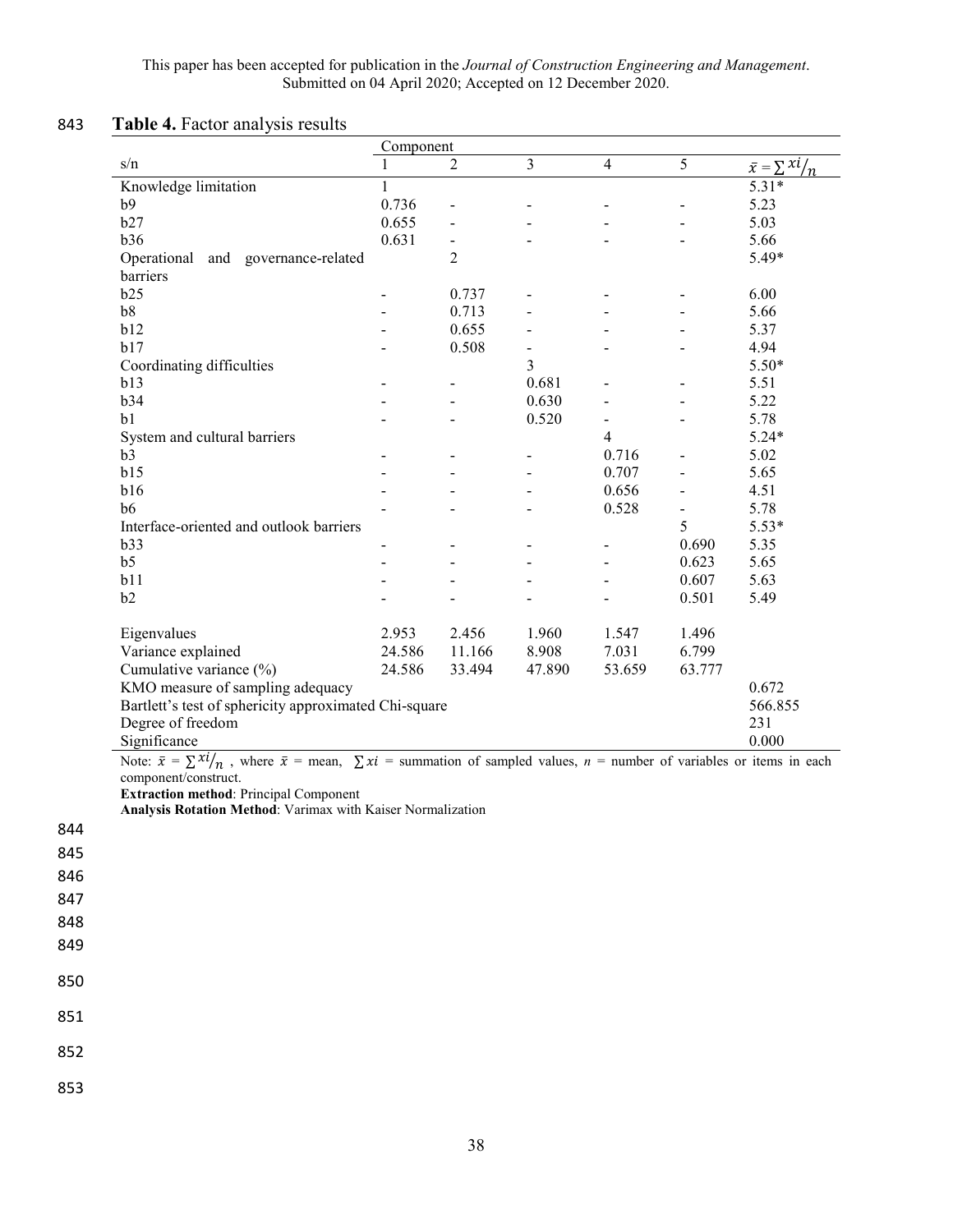**Table 4.** Factor analysis results

| s/n | Component 1 | 2 | 3 | 4 | 5 | $\bar{x} = \sum xi/_{n}$ |
|---|---|---|---|---|---|---|
| Knowledge limitation | 1 | | | | | 5.31* |
| b9 | 0.736 | - | - | - | - | 5.23 |
| b27 | 0.655 | - | - | - | - | 5.03 |
| b36 | 0.631 | - | - | - | - | 5.66 |
| Operational and governance-related barriers | | 2 | | | | 5.49* |
| b25 | - | 0.737 | - | - | - | 6.00 |
| b8 | - | 0.713 | - | - | - | 5.66 |
| b12 | - | 0.655 | - | - | - | 5.37 |
| b17 | - | 0.508 | - | - | - | 4.94 |
| Coordinating difficulties | | | 3 | | | 5.50* |
| b13 | - | - | 0.681 | - | - | 5.51 |
| b34 | - | - | 0.630 | - | - | 5.22 |
| b1 | - | - | 0.520 | - | - | 5.78 |
| System and cultural barriers | | | | 4 | | 5.24* |
| b3 | - | - | - | 0.716 | - | 5.02 |
| b15 | - | - | - | 0.707 | - | 5.65 |
| b16 | - | - | - | 0.656 | - | 4.51 |
| b6 | - | - | - | 0.528 | - | 5.78 |
| Interface-oriented and outlook barriers | | | | | 5 | 5.53* |
| b33 | - | - | - | - | 0.690 | 5.35 |
| b5 | - | - | - | - | 0.623 | 5.65 |
| b11 | - | - | - | - | 0.607 | 5.63 |
| b2 | - | - | - | - | 0.501 | 5.49 |
| Eigenvalues | 2.953 | 2.456 | 1.960 | 1.547 | 1.496 | |
| Variance explained | 24.586 | 11.166 | 8.908 | 7.031 | 6.799 | |
| Cumulative variance (%) | 24.586 | 33.494 | 47.890 | 53.659 | 63.777 | |
| KMO measure of sampling adequacy | | | | | | 0.672 |
| Bartlett's test of sphericity approximated Chi-square | | | | | | 566.855 |
| Degree of freedom | | | | | | 231 |
| Significance | | | | | | 0.000 |

Note: $\bar{x} = \sum xi/_{n}$ , where $\bar{x}$ = mean, $\sum xi$ = summation of sampled values, $n$ = number of variables or items in each component/construct.

**Extraction method**: Principal Component

**Analysis Rotation Method**: Varimax with Kaiser Normalization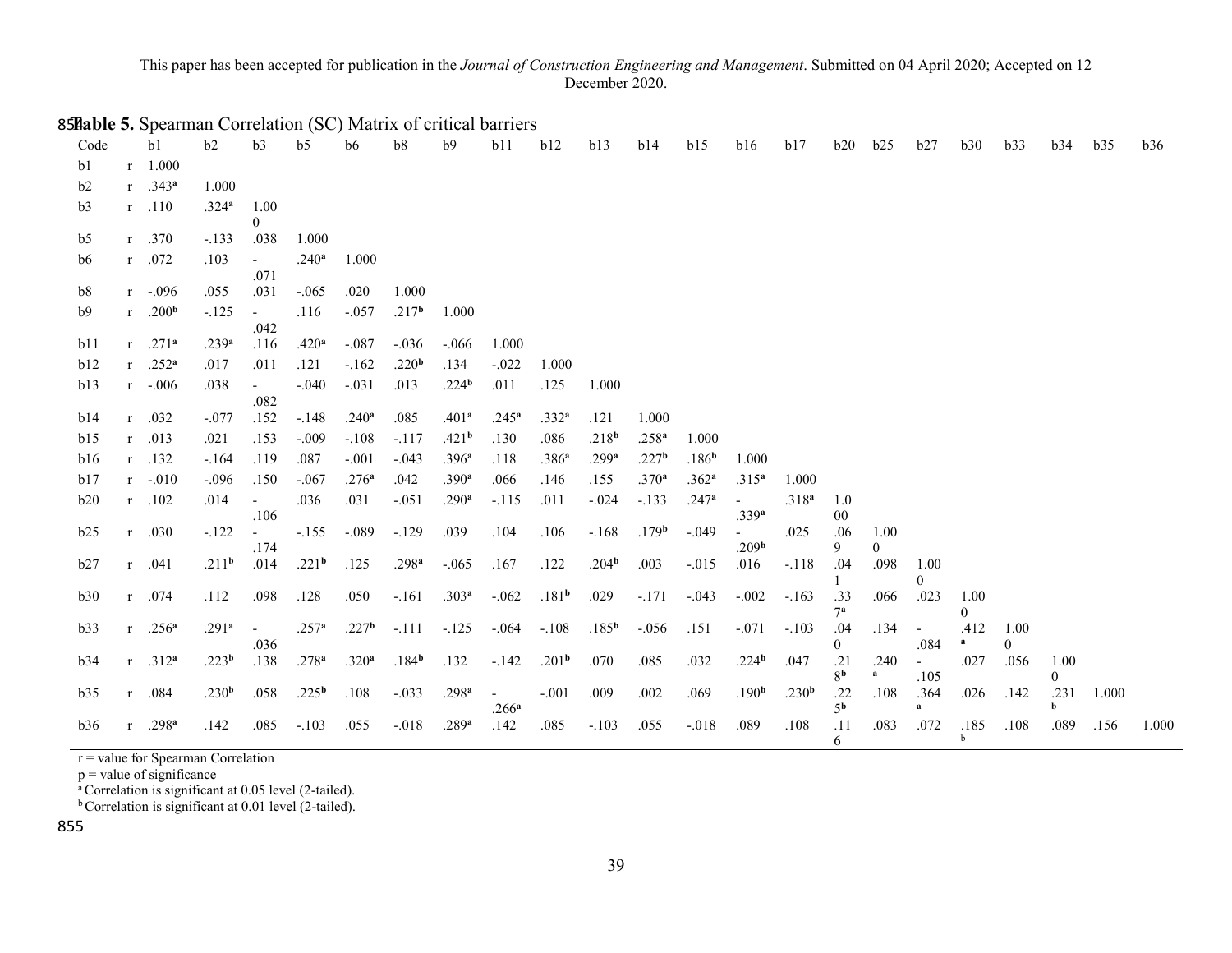**Table 5.** Spearman Correlation (SC) Matrix of critical barriers

| Code | | b1 | b2 | b3 | b5 | b6 | b8 | b9 | b11 | b12 | b13 | b14 | b15 | b16 | b17 | b20 | b25 | b27 | b30 | b33 | b34 | b35 | b36 |
|---|---|---|---|---|---|---|---|---|---|---|---|---|---|---|---|---|---|---|---|---|---|---|---|
| b1 | r | 1.000 | | | | | | | | | | | | | | | | | | | | | |
| b2 | r | .343[a] | 1.000 | | | | | | | | | | | | | | | | | | | | |
| b3 | r | .110 | .324[a] | 1.000 | | | | | | | | | | | | | | | | | | | |
| b5 | r | .370 | -.133 | .038 | 1.000 | | | | | | | | | | | | | | | | | | |
| b6 | r | .072 | .103 | -.071 | .240[a] | 1.000 | | | | | | | | | | | | | | | | | |
| b8 | r | -.096 | .055 | .031 | -.065 | .020 | 1.000 | | | | | | | | | | | | | | | | |
| b9 | r | .200[b] | -.125 | -.042 | .116 | -.057 | .217[b] | 1.000 | | | | | | | | | | | | | | | |
| b11 | r | .271[a] | .239[a] | .116 | .420[a] | -.087 | -.036 | -.066 | 1.000 | | | | | | | | | | | | | | |
| b12 | r | .252[a] | .017 | .011 | .121 | -.162 | .220[b] | .134 | -.022 | 1.000 | | | | | | | | | | | | | |
| b13 | r | -.006 | .038 | -.082 | -.040 | -.031 | .013 | .224[b] | .011 | .125 | 1.000 | | | | | | | | | | | | |
| b14 | r | .032 | -.077 | .152 | -.148 | .240[a] | .085 | .401[a] | .245[a] | .332[a] | .121 | 1.000 | | | | | | | | | | | |
| b15 | r | .013 | .021 | .153 | -.009 | -.108 | -.117 | .421[b] | .130 | .086 | .218[b] | .258[a] | 1.000 | | | | | | | | | | |
| b16 | r | .132 | -.164 | .119 | .087 | -.001 | -.043 | .396[a] | .118 | .386[a] | .299[a] | .227[b] | .186[b] | 1.000 | | | | | | | | | |
| b17 | r | -.010 | -.096 | .150 | -.067 | .276[a] | .042 | .390[a] | .066 | .146 | .155 | .370[a] | .362[a] | .315[a] | 1.000 | | | | | | | | |
| b20 | r | .102 | .014 | -.106 | .036 | .031 | -.051 | .290[a] | -.115 | .011 | -.024 | -.133 | .247[a] | -.339[a] | .318[a] | 1.000 | | | | | | | |
| b25 | r | .030 | -.122 | -.174 | -.155 | -.089 | -.129 | .039 | .104 | .106 | -.168 | .179[b] | -.049 | -.209[b] | .025 | .069 | 1.000 | | | | | | |
| b27 | r | .041 | .211[b] | .014 | .221[b] | .125 | .298[a] | -.065 | .167 | .122 | .204[b] | .003 | -.015 | .016 | -.118 | .041 | .098 | 1.000 | | | | | |
| b30 | r | .074 | .112 | .098 | .128 | .050 | -.161 | .303[a] | -.062 | .181[b] | .029 | -.171 | -.043 | -.002 | -.163 | .337[a] | .066 | .023 | 1.000 | | | | |
| b33 | r | .256[a] | .291[a] | -.036 | .257[a] | .227[b] | -.111 | -.125 | -.064 | -.108 | .185[b] | -.056 | .151 | -.071 | -.103 | .040 | .134 | -.084 | .412[a] | 1.000 | | | |
| b34 | r | .312[a] | .223[b] | .138 | .278[a] | .320[a] | .184[b] | .132 | -.142 | .201[b] | .070 | .085 | .032 | .224[b] | .047 | .218[b] | .240[a] | -.105 | .027 | .056 | 1.000 | | |
| b35 | r | .084 | .230[b] | .058 | .225[b] | .108 | -.033 | .298[a] | -.266[a] | -.001 | .009 | .002 | .069 | .190[b] | .230[b] | .225[b] | .108 | .364[a] | .026 | .142 | .231[b] | 1.000 | |
| b36 | r | .298[a] | .142 | .085 | -.103 | .055 | -.018 | .289[a] | .142 | .085 | -.103 | .055 | -.018 | .089 | .108 | .116 | .083 | .072 | .185[b] | .108 | .089 | .156 | 1.000 |

r = value for Spearman Correlation

p = value of significance

[a] Correlation is significant at 0.05 level (2-tailed).

[b] Correlation is significant at 0.01 level (2-tailed).